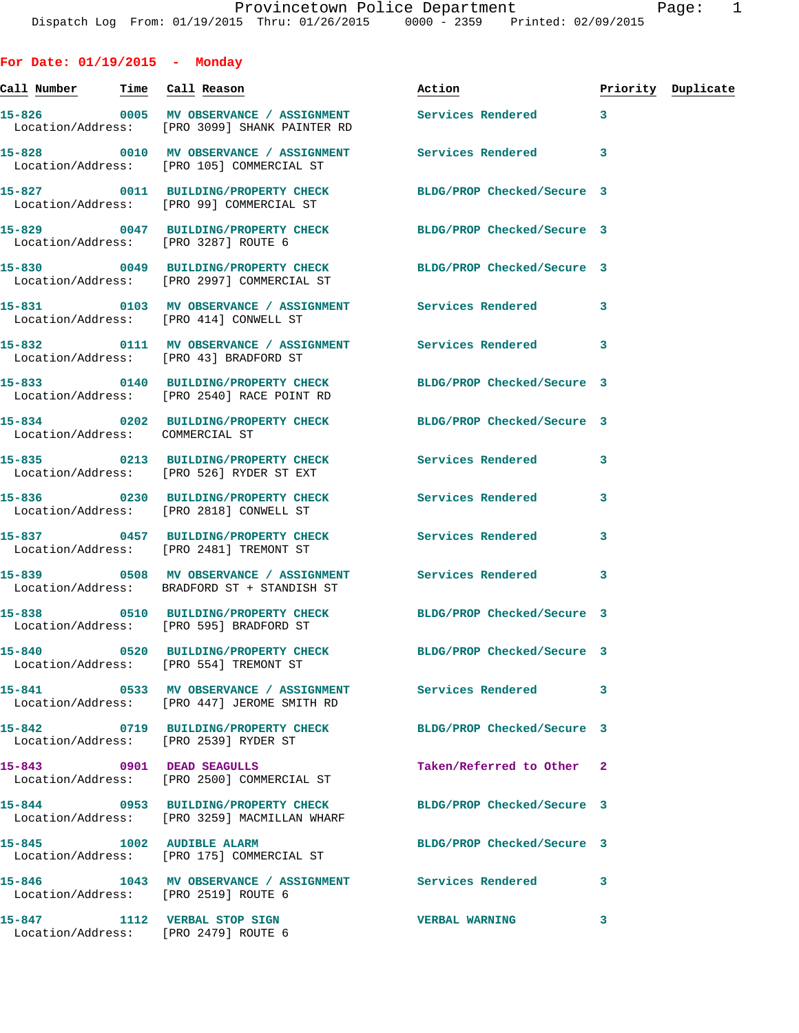Provincetown Police Department
Dispatch Log From: 01/19/2015 Thru: 01/26/2015 0000 - 2359 Printed: 02/09/2015

## For Date: 01/19/2015 - Monday

| Call Number | Time | Call Reason | Action | Priority | Duplicate |
|---|---|---|---|---|---|
| 15-826 | 0005 | MV OBSERVANCE / ASSIGNMENT | Services Rendered | 3 | |
| Location/Address: | | [PRO 3099] SHANK PAINTER RD | | | |
| 15-828 | 0010 | MV OBSERVANCE / ASSIGNMENT | Services Rendered | 3 | |
| Location/Address: | | [PRO 105] COMMERCIAL ST | | | |
| 15-827 | 0011 | BUILDING/PROPERTY CHECK | BLDG/PROP Checked/Secure | 3 | |
| Location/Address: | | [PRO 99] COMMERCIAL ST | | | |
| 15-829 | 0047 | BUILDING/PROPERTY CHECK | BLDG/PROP Checked/Secure | 3 | |
| Location/Address: | | [PRO 3287] ROUTE 6 | | | |
| 15-830 | 0049 | BUILDING/PROPERTY CHECK | BLDG/PROP Checked/Secure | 3 | |
| Location/Address: | | [PRO 2997] COMMERCIAL ST | | | |
| 15-831 | 0103 | MV OBSERVANCE / ASSIGNMENT | Services Rendered | 3 | |
| Location/Address: | | [PRO 414] CONWELL ST | | | |
| 15-832 | 0111 | MV OBSERVANCE / ASSIGNMENT | Services Rendered | 3 | |
| Location/Address: | | [PRO 43] BRADFORD ST | | | |
| 15-833 | 0140 | BUILDING/PROPERTY CHECK | BLDG/PROP Checked/Secure | 3 | |
| Location/Address: | | [PRO 2540] RACE POINT RD | | | |
| 15-834 | 0202 | BUILDING/PROPERTY CHECK | BLDG/PROP Checked/Secure | 3 | |
| Location/Address: | | COMMERCIAL ST | | | |
| 15-835 | 0213 | BUILDING/PROPERTY CHECK | Services Rendered | 3 | |
| Location/Address: | | [PRO 526] RYDER ST EXT | | | |
| 15-836 | 0230 | BUILDING/PROPERTY CHECK | Services Rendered | 3 | |
| Location/Address: | | [PRO 2818] CONWELL ST | | | |
| 15-837 | 0457 | BUILDING/PROPERTY CHECK | Services Rendered | 3 | |
| Location/Address: | | [PRO 2481] TREMONT ST | | | |
| 15-839 | 0508 | MV OBSERVANCE / ASSIGNMENT | Services Rendered | 3 | |
| Location/Address: | | BRADFORD ST + STANDISH ST | | | |
| 15-838 | 0510 | BUILDING/PROPERTY CHECK | BLDG/PROP Checked/Secure | 3 | |
| Location/Address: | | [PRO 595] BRADFORD ST | | | |
| 15-840 | 0520 | BUILDING/PROPERTY CHECK | BLDG/PROP Checked/Secure | 3 | |
| Location/Address: | | [PRO 554] TREMONT ST | | | |
| 15-841 | 0533 | MV OBSERVANCE / ASSIGNMENT | Services Rendered | 3 | |
| Location/Address: | | [PRO 447] JEROME SMITH RD | | | |
| 15-842 | 0719 | BUILDING/PROPERTY CHECK | BLDG/PROP Checked/Secure | 3 | |
| Location/Address: | | [PRO 2539] RYDER ST | | | |
| 15-843 | 0901 | DEAD SEAGULLS | Taken/Referred to Other | 2 | |
| Location/Address: | | [PRO 2500] COMMERCIAL ST | | | |
| 15-844 | 0953 | BUILDING/PROPERTY CHECK | BLDG/PROP Checked/Secure | 3 | |
| Location/Address: | | [PRO 3259] MACMILLAN WHARF | | | |
| 15-845 | 1002 | AUDIBLE ALARM | BLDG/PROP Checked/Secure | 3 | |
| Location/Address: | | [PRO 175] COMMERCIAL ST | | | |
| 15-846 | 1043 | MV OBSERVANCE / ASSIGNMENT | Services Rendered | 3 | |
| Location/Address: | | [PRO 2519] ROUTE 6 | | | |
| 15-847 | 1112 | VERBAL STOP SIGN | VERBAL WARNING | 3 | |
| Location/Address: | | [PRO 2479] ROUTE 6 | | | |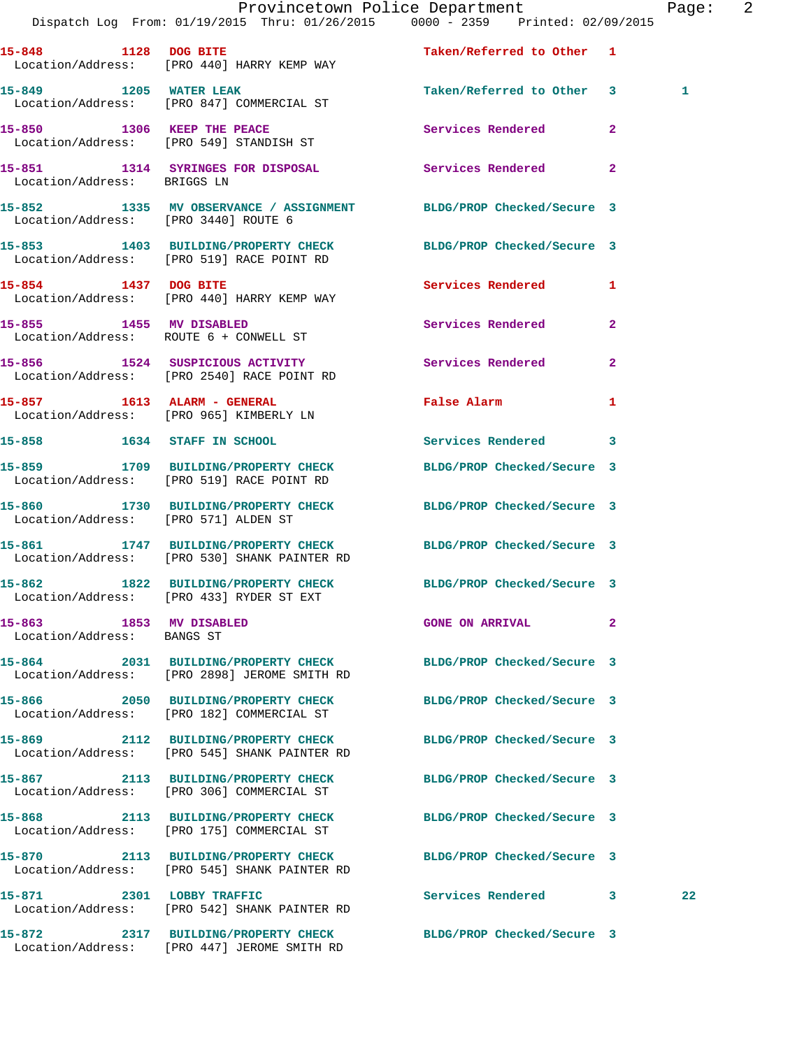15-848 1128 DOG BITE Taken/Referred to Other 1
Location/Address: [PRO 440] HARRY KEMP WAY

15-849 1205 WATER LEAK Taken/Referred to Other 3 1
Location/Address: [PRO 847] COMMERCIAL ST

15-850 1306 KEEP THE PEACE Services Rendered 2
Location/Address: [PRO 549] STANDISH ST

15-851 1314 SYRINGES FOR DISPOSAL Services Rendered 2
Location/Address: BRIGGS LN

15-852 1335 MV OBSERVANCE / ASSIGNMENT BLDG/PROP Checked/Secure 3
Location/Address: [PRO 3440] ROUTE 6

15-853 1403 BUILDING/PROPERTY CHECK BLDG/PROP Checked/Secure 3
Location/Address: [PRO 519] RACE POINT RD

15-854 1437 DOG BITE Services Rendered 1
Location/Address: [PRO 440] HARRY KEMP WAY

15-855 1455 MV DISABLED Services Rendered 2
Location/Address: ROUTE 6 + CONWELL ST

15-856 1524 SUSPICIOUS ACTIVITY Services Rendered 2
Location/Address: [PRO 2540] RACE POINT RD

15-857 1613 ALARM - GENERAL False Alarm 1
Location/Address: [PRO 965] KIMBERLY LN

15-858 1634 STAFF IN SCHOOL Services Rendered 3

15-859 1709 BUILDING/PROPERTY CHECK BLDG/PROP Checked/Secure 3
Location/Address: [PRO 519] RACE POINT RD

15-860 1730 BUILDING/PROPERTY CHECK BLDG/PROP Checked/Secure 3
Location/Address: [PRO 571] ALDEN ST

15-861 1747 BUILDING/PROPERTY CHECK BLDG/PROP Checked/Secure 3
Location/Address: [PRO 530] SHANK PAINTER RD

15-862 1822 BUILDING/PROPERTY CHECK BLDG/PROP Checked/Secure 3
Location/Address: [PRO 433] RYDER ST EXT

15-863 1853 MV DISABLED GONE ON ARRIVAL 2
Location/Address: BANGS ST

15-864 2031 BUILDING/PROPERTY CHECK BLDG/PROP Checked/Secure 3
Location/Address: [PRO 2898] JEROME SMITH RD

15-866 2050 BUILDING/PROPERTY CHECK BLDG/PROP Checked/Secure 3
Location/Address: [PRO 182] COMMERCIAL ST

15-869 2112 BUILDING/PROPERTY CHECK BLDG/PROP Checked/Secure 3
Location/Address: [PRO 545] SHANK PAINTER RD

15-867 2113 BUILDING/PROPERTY CHECK BLDG/PROP Checked/Secure 3
Location/Address: [PRO 306] COMMERCIAL ST

15-868 2113 BUILDING/PROPERTY CHECK BLDG/PROP Checked/Secure 3
Location/Address: [PRO 175] COMMERCIAL ST

15-870 2113 BUILDING/PROPERTY CHECK BLDG/PROP Checked/Secure 3
Location/Address: [PRO 545] SHANK PAINTER RD

15-871 2301 LOBBY TRAFFIC Services Rendered 3 22
Location/Address: [PRO 542] SHANK PAINTER RD

15-872 2317 BUILDING/PROPERTY CHECK BLDG/PROP Checked/Secure 3
Location/Address: [PRO 447] JEROME SMITH RD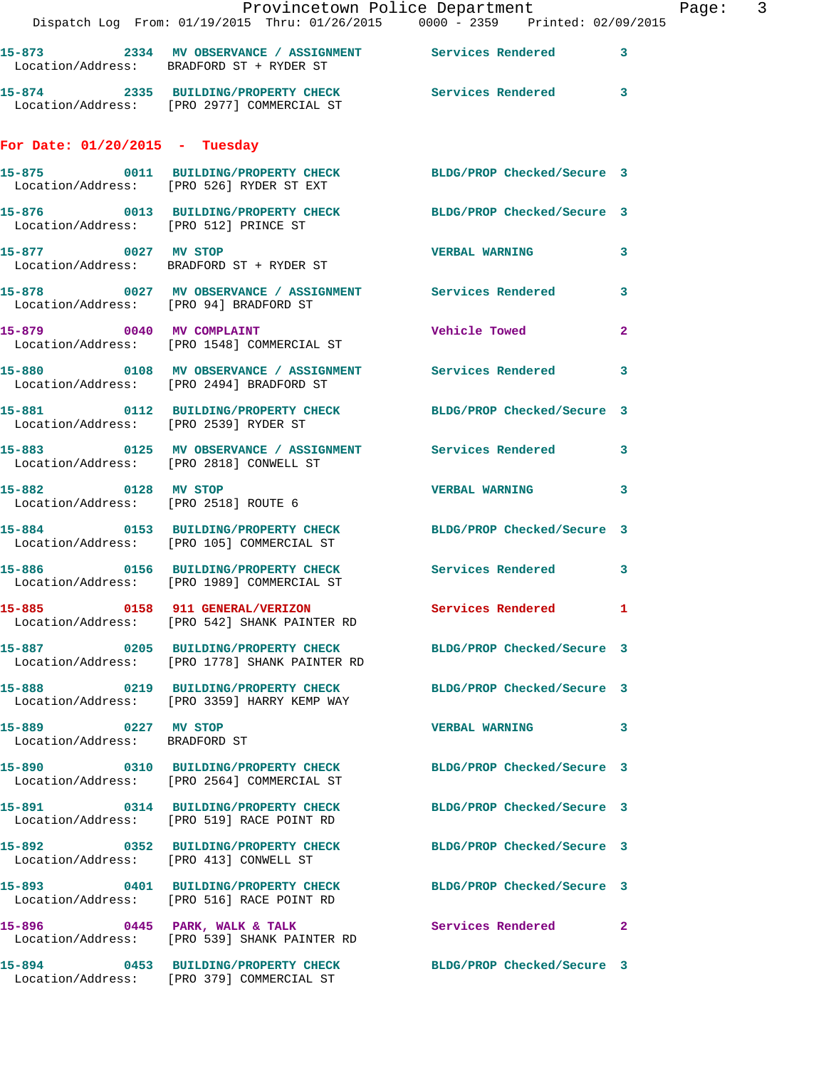15-873 2334 MV OBSERVANCE / ASSIGNMENT Services Rendered 3
Location/Address: BRADFORD ST + RYDER ST

15-874 2335 BUILDING/PROPERTY CHECK Services Rendered 3
Location/Address: [PRO 2977] COMMERCIAL ST

## For Date: 01/20/2015 - Tuesday

15-875 0011 BUILDING/PROPERTY CHECK BLDG/PROP Checked/Secure 3
Location/Address: [PRO 526] RYDER ST EXT

15-876 0013 BUILDING/PROPERTY CHECK BLDG/PROP Checked/Secure 3
Location/Address: [PRO 512] PRINCE ST

15-877 0027 MV STOP VERBAL WARNING 3
Location/Address: BRADFORD ST + RYDER ST

15-878 0027 MV OBSERVANCE / ASSIGNMENT Services Rendered 3
Location/Address: [PRO 94] BRADFORD ST

15-879 0040 MV COMPLAINT Vehicle Towed 2
Location/Address: [PRO 1548] COMMERCIAL ST

15-880 0108 MV OBSERVANCE / ASSIGNMENT Services Rendered 3
Location/Address: [PRO 2494] BRADFORD ST

15-881 0112 BUILDING/PROPERTY CHECK BLDG/PROP Checked/Secure 3
Location/Address: [PRO 2539] RYDER ST

15-883 0125 MV OBSERVANCE / ASSIGNMENT Services Rendered 3
Location/Address: [PRO 2818] CONWELL ST

15-882 0128 MV STOP VERBAL WARNING 3
Location/Address: [PRO 2518] ROUTE 6

15-884 0153 BUILDING/PROPERTY CHECK BLDG/PROP Checked/Secure 3
Location/Address: [PRO 105] COMMERCIAL ST

15-886 0156 BUILDING/PROPERTY CHECK Services Rendered 3
Location/Address: [PRO 1989] COMMERCIAL ST

15-885 0158 911 GENERAL/VERIZON Services Rendered 1
Location/Address: [PRO 542] SHANK PAINTER RD

15-887 0205 BUILDING/PROPERTY CHECK BLDG/PROP Checked/Secure 3
Location/Address: [PRO 1778] SHANK PAINTER RD

15-888 0219 BUILDING/PROPERTY CHECK BLDG/PROP Checked/Secure 3
Location/Address: [PRO 3359] HARRY KEMP WAY

15-889 0227 MV STOP VERBAL WARNING 3
Location/Address: BRADFORD ST

15-890 0310 BUILDING/PROPERTY CHECK BLDG/PROP Checked/Secure 3
Location/Address: [PRO 2564] COMMERCIAL ST

15-891 0314 BUILDING/PROPERTY CHECK BLDG/PROP Checked/Secure 3
Location/Address: [PRO 519] RACE POINT RD

15-892 0352 BUILDING/PROPERTY CHECK BLDG/PROP Checked/Secure 3
Location/Address: [PRO 413] CONWELL ST

15-893 0401 BUILDING/PROPERTY CHECK BLDG/PROP Checked/Secure 3
Location/Address: [PRO 516] RACE POINT RD

15-896 0445 PARK, WALK & TALK Services Rendered 2
Location/Address: [PRO 539] SHANK PAINTER RD

15-894 0453 BUILDING/PROPERTY CHECK BLDG/PROP Checked/Secure 3
Location/Address: [PRO 379] COMMERCIAL ST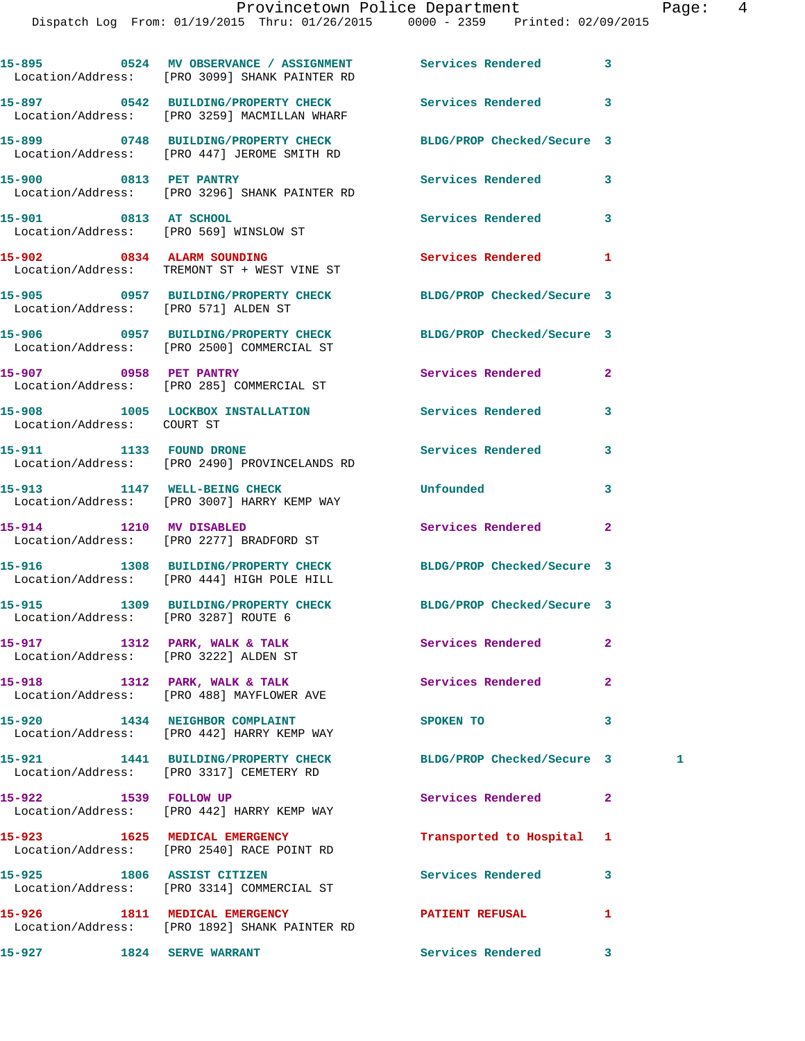15-895 0524 MV OBSERVANCE / ASSIGNMENT Services Rendered 3
Location/Address: [PRO 3099] SHANK PAINTER RD

15-897 0542 BUILDING/PROPERTY CHECK Services Rendered 3
Location/Address: [PRO 3259] MACMILLAN WHARF

15-899 0748 BUILDING/PROPERTY CHECK BLDG/PROP Checked/Secure 3
Location/Address: [PRO 447] JEROME SMITH RD

15-900 0813 PET PANTRY Services Rendered 3
Location/Address: [PRO 3296] SHANK PAINTER RD

15-901 0813 AT SCHOOL Services Rendered 3
Location/Address: [PRO 569] WINSLOW ST

15-902 0834 ALARM SOUNDING Services Rendered 1
Location/Address: TREMONT ST + WEST VINE ST

15-905 0957 BUILDING/PROPERTY CHECK BLDG/PROP Checked/Secure 3
Location/Address: [PRO 571] ALDEN ST

15-906 0957 BUILDING/PROPERTY CHECK BLDG/PROP Checked/Secure 3
Location/Address: [PRO 2500] COMMERCIAL ST

15-907 0958 PET PANTRY Services Rendered 2
Location/Address: [PRO 285] COMMERCIAL ST

15-908 1005 LOCKBOX INSTALLATION Services Rendered 3
Location/Address: COURT ST

15-911 1133 FOUND DRONE Services Rendered 3
Location/Address: [PRO 2490] PROVINCELANDS RD

15-913 1147 WELL-BEING CHECK Unfounded 3
Location/Address: [PRO 3007] HARRY KEMP WAY

15-914 1210 MV DISABLED Services Rendered 2
Location/Address: [PRO 2277] BRADFORD ST

15-916 1308 BUILDING/PROPERTY CHECK BLDG/PROP Checked/Secure 3
Location/Address: [PRO 444] HIGH POLE HILL

15-915 1309 BUILDING/PROPERTY CHECK BLDG/PROP Checked/Secure 3
Location/Address: [PRO 3287] ROUTE 6

15-917 1312 PARK, WALK & TALK Services Rendered 2
Location/Address: [PRO 3222] ALDEN ST

15-918 1312 PARK, WALK & TALK Services Rendered 2
Location/Address: [PRO 488] MAYFLOWER AVE

15-920 1434 NEIGHBOR COMPLAINT SPOKEN TO 3
Location/Address: [PRO 442] HARRY KEMP WAY

15-921 1441 BUILDING/PROPERTY CHECK BLDG/PROP Checked/Secure 3 1
Location/Address: [PRO 3317] CEMETERY RD

15-922 1539 FOLLOW UP Services Rendered 2
Location/Address: [PRO 442] HARRY KEMP WAY

15-923 1625 MEDICAL EMERGENCY Transported to Hospital 1
Location/Address: [PRO 2540] RACE POINT RD

15-925 1806 ASSIST CITIZEN Services Rendered 3
Location/Address: [PRO 3314] COMMERCIAL ST

15-926 1811 MEDICAL EMERGENCY PATIENT REFUSAL 1
Location/Address: [PRO 1892] SHANK PAINTER RD

15-927 1824 SERVE WARRANT Services Rendered 3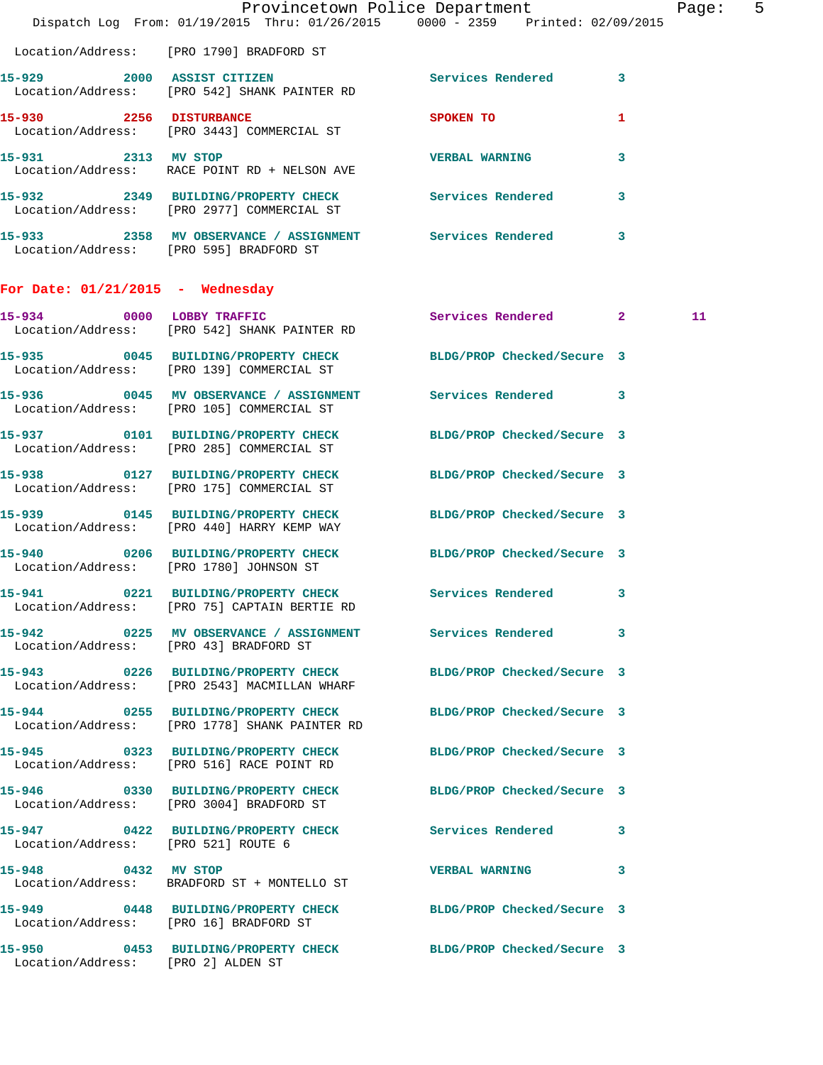Location/Address: [PRO 1790] BRADFORD ST

15-929 2000 ASSIST CITIZEN Services Rendered 3
Location/Address: [PRO 542] SHANK PAINTER RD

15-930 2256 DISTURBANCE SPOKEN TO 1
Location/Address: [PRO 3443] COMMERCIAL ST

15-931 2313 MV STOP VERBAL WARNING 3
Location/Address: RACE POINT RD + NELSON AVE

15-932 2349 BUILDING/PROPERTY CHECK Services Rendered 3
Location/Address: [PRO 2977] COMMERCIAL ST

15-933 2358 MV OBSERVANCE / ASSIGNMENT Services Rendered 3
Location/Address: [PRO 595] BRADFORD ST

**For Date: 01/21/2015 - Wednesday**

15-934 0000 LOBBY TRAFFIC Services Rendered 2 11
Location/Address: [PRO 542] SHANK PAINTER RD

15-935 0045 BUILDING/PROPERTY CHECK BLDG/PROP Checked/Secure 3
Location/Address: [PRO 139] COMMERCIAL ST

15-936 0045 MV OBSERVANCE / ASSIGNMENT Services Rendered 3
Location/Address: [PRO 105] COMMERCIAL ST

15-937 0101 BUILDING/PROPERTY CHECK BLDG/PROP Checked/Secure 3
Location/Address: [PRO 285] COMMERCIAL ST

15-938 0127 BUILDING/PROPERTY CHECK BLDG/PROP Checked/Secure 3
Location/Address: [PRO 175] COMMERCIAL ST

15-939 0145 BUILDING/PROPERTY CHECK BLDG/PROP Checked/Secure 3
Location/Address: [PRO 440] HARRY KEMP WAY

15-940 0206 BUILDING/PROPERTY CHECK BLDG/PROP Checked/Secure 3
Location/Address: [PRO 1780] JOHNSON ST

15-941 0221 BUILDING/PROPERTY CHECK Services Rendered 3
Location/Address: [PRO 75] CAPTAIN BERTIE RD

15-942 0225 MV OBSERVANCE / ASSIGNMENT Services Rendered 3
Location/Address: [PRO 43] BRADFORD ST

15-943 0226 BUILDING/PROPERTY CHECK BLDG/PROP Checked/Secure 3
Location/Address: [PRO 2543] MACMILLAN WHARF

15-944 0255 BUILDING/PROPERTY CHECK BLDG/PROP Checked/Secure 3
Location/Address: [PRO 1778] SHANK PAINTER RD

15-945 0323 BUILDING/PROPERTY CHECK BLDG/PROP Checked/Secure 3
Location/Address: [PRO 516] RACE POINT RD

15-946 0330 BUILDING/PROPERTY CHECK BLDG/PROP Checked/Secure 3
Location/Address: [PRO 3004] BRADFORD ST

15-947 0422 BUILDING/PROPERTY CHECK Services Rendered 3
Location/Address: [PRO 521] ROUTE 6

15-948 0432 MV STOP VERBAL WARNING 3
Location/Address: BRADFORD ST + MONTELLO ST

15-949 0448 BUILDING/PROPERTY CHECK BLDG/PROP Checked/Secure 3
Location/Address: [PRO 16] BRADFORD ST

15-950 0453 BUILDING/PROPERTY CHECK BLDG/PROP Checked/Secure 3
Location/Address: [PRO 2] ALDEN ST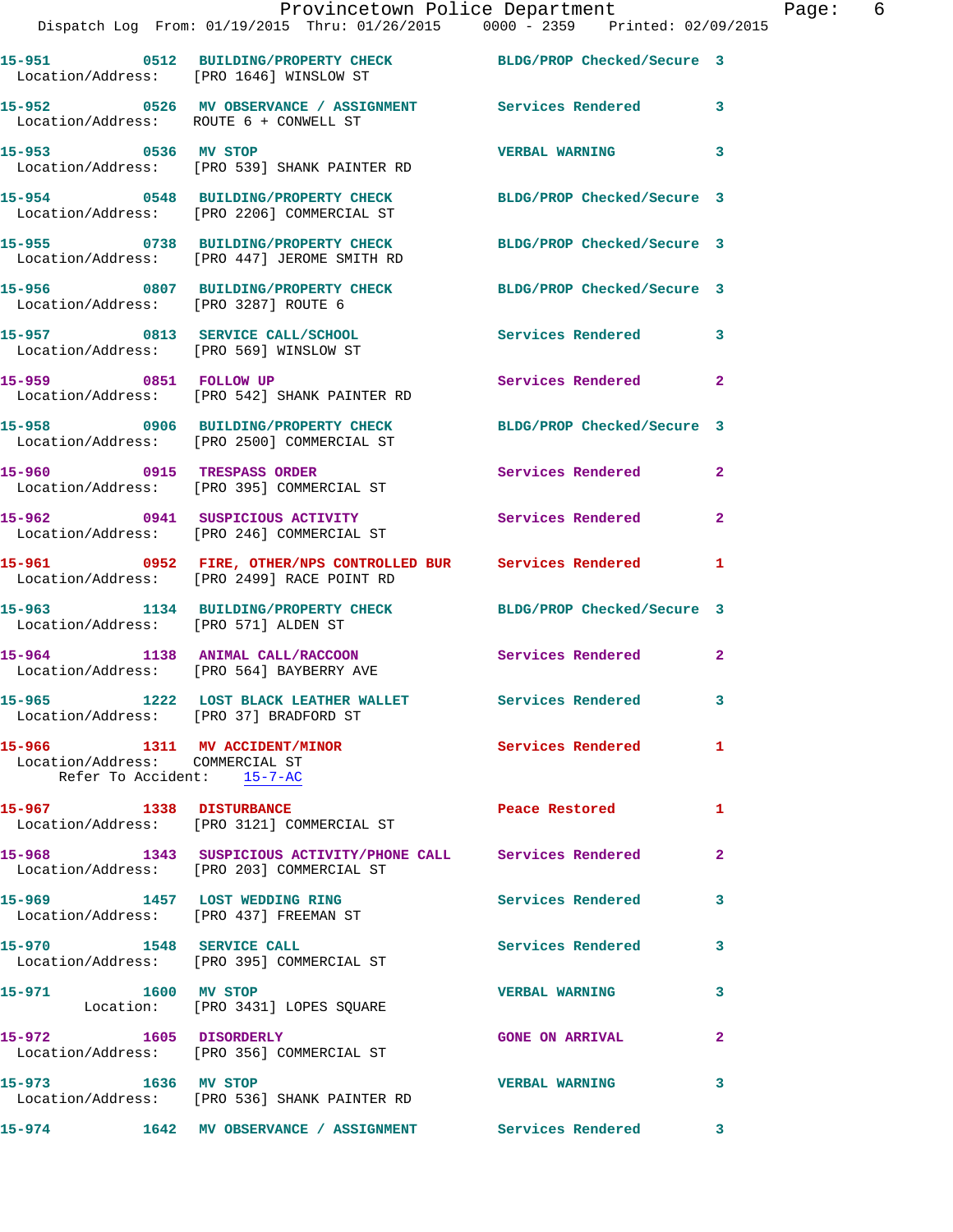15-951 0512 BUILDING/PROPERTY CHECK BLDG/PROP Checked/Secure 3
Location/Address: [PRO 1646] WINSLOW ST

15-952 0526 MV OBSERVANCE / ASSIGNMENT Services Rendered 3
Location/Address: ROUTE 6 + CONWELL ST

15-953 0536 MV STOP VERBAL WARNING 3
Location/Address: [PRO 539] SHANK PAINTER RD

15-954 0548 BUILDING/PROPERTY CHECK BLDG/PROP Checked/Secure 3
Location/Address: [PRO 2206] COMMERCIAL ST

15-955 0738 BUILDING/PROPERTY CHECK BLDG/PROP Checked/Secure 3
Location/Address: [PRO 447] JEROME SMITH RD

15-956 0807 BUILDING/PROPERTY CHECK BLDG/PROP Checked/Secure 3
Location/Address: [PRO 3287] ROUTE 6

15-957 0813 SERVICE CALL/SCHOOL Services Rendered 3
Location/Address: [PRO 569] WINSLOW ST

15-959 0851 FOLLOW UP Services Rendered 2
Location/Address: [PRO 542] SHANK PAINTER RD

15-958 0906 BUILDING/PROPERTY CHECK BLDG/PROP Checked/Secure 3
Location/Address: [PRO 2500] COMMERCIAL ST

15-960 0915 TRESPASS ORDER Services Rendered 2
Location/Address: [PRO 395] COMMERCIAL ST

15-962 0941 SUSPICIOUS ACTIVITY Services Rendered 2
Location/Address: [PRO 246] COMMERCIAL ST

15-961 0952 FIRE, OTHER/NPS CONTROLLED BUR Services Rendered 1
Location/Address: [PRO 2499] RACE POINT RD

15-963 1134 BUILDING/PROPERTY CHECK BLDG/PROP Checked/Secure 3
Location/Address: [PRO 571] ALDEN ST

15-964 1138 ANIMAL CALL/RACCOON Services Rendered 2
Location/Address: [PRO 564] BAYBERRY AVE

15-965 1222 LOST BLACK LEATHER WALLET Services Rendered 3
Location/Address: [PRO 37] BRADFORD ST

15-966 1311 MV ACCIDENT/MINOR Services Rendered 1
Location/Address: COMMERCIAL ST
Refer To Accident: 15-7-AC

15-967 1338 DISTURBANCE Peace Restored 1
Location/Address: [PRO 3121] COMMERCIAL ST

15-968 1343 SUSPICIOUS ACTIVITY/PHONE CALL Services Rendered 2
Location/Address: [PRO 203] COMMERCIAL ST

15-969 1457 LOST WEDDING RING Services Rendered 3
Location/Address: [PRO 437] FREEMAN ST

15-970 1548 SERVICE CALL Services Rendered 3
Location/Address: [PRO 395] COMMERCIAL ST

15-971 1600 MV STOP VERBAL WARNING 3
Location: [PRO 3431] LOPES SQUARE

15-972 1605 DISORDERLY GONE ON ARRIVAL 2
Location/Address: [PRO 356] COMMERCIAL ST

15-973 1636 MV STOP VERBAL WARNING 3
Location/Address: [PRO 536] SHANK PAINTER RD

15-974 1642 MV OBSERVANCE / ASSIGNMENT Services Rendered 3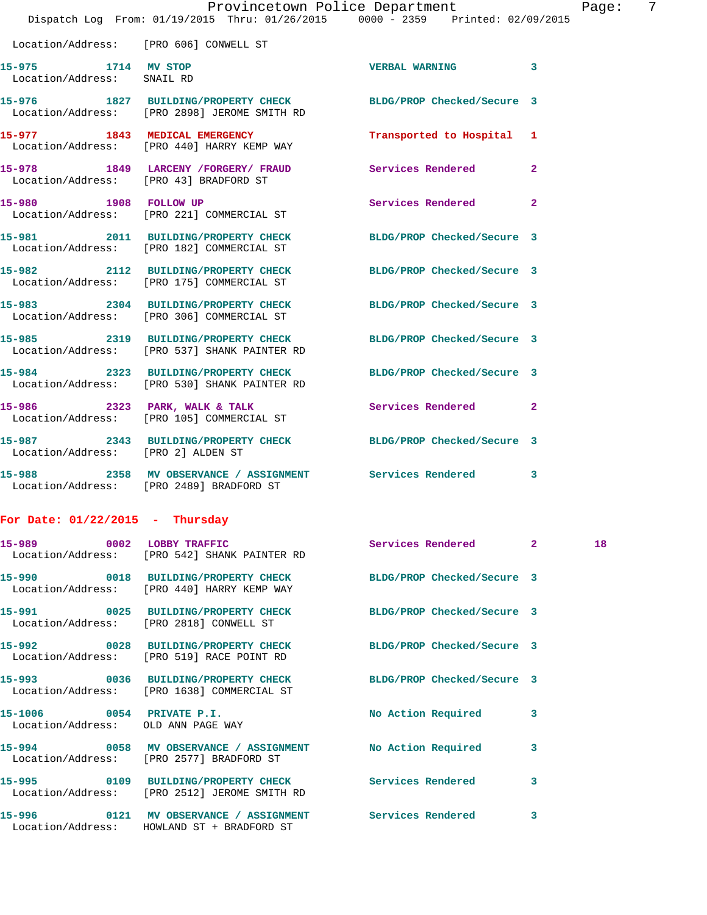Location/Address: [PRO 606] CONWELL ST

**15-975** 1714 MV STOP — VERBAL WARNING 3
Location/Address: SNAIL RD

**15-976** 1827 BUILDING/PROPERTY CHECK — BLDG/PROP Checked/Secure 3
Location/Address: [PRO 2898] JEROME SMITH RD

**15-977** 1843 MEDICAL EMERGENCY — Transported to Hospital 1
Location/Address: [PRO 440] HARRY KEMP WAY

**15-978** 1849 LARCENY /FORGERY/ FRAUD — Services Rendered 2
Location/Address: [PRO 43] BRADFORD ST

**15-980** 1908 FOLLOW UP — Services Rendered 2
Location/Address: [PRO 221] COMMERCIAL ST

**15-981** 2011 BUILDING/PROPERTY CHECK — BLDG/PROP Checked/Secure 3
Location/Address: [PRO 182] COMMERCIAL ST

**15-982** 2112 BUILDING/PROPERTY CHECK — BLDG/PROP Checked/Secure 3
Location/Address: [PRO 175] COMMERCIAL ST

**15-983** 2304 BUILDING/PROPERTY CHECK — BLDG/PROP Checked/Secure 3
Location/Address: [PRO 306] COMMERCIAL ST

**15-985** 2319 BUILDING/PROPERTY CHECK — BLDG/PROP Checked/Secure 3
Location/Address: [PRO 537] SHANK PAINTER RD

**15-984** 2323 BUILDING/PROPERTY CHECK — BLDG/PROP Checked/Secure 3
Location/Address: [PRO 530] SHANK PAINTER RD

**15-986** 2323 PARK, WALK & TALK — Services Rendered 2
Location/Address: [PRO 105] COMMERCIAL ST

**15-987** 2343 BUILDING/PROPERTY CHECK — BLDG/PROP Checked/Secure 3
Location/Address: [PRO 2] ALDEN ST

**15-988** 2358 MV OBSERVANCE / ASSIGNMENT — Services Rendered 3
Location/Address: [PRO 2489] BRADFORD ST

## For Date: 01/22/2015 - Thursday

**15-989** 0002 LOBBY TRAFFIC — Services Rendered 2 18
Location/Address: [PRO 542] SHANK PAINTER RD

**15-990** 0018 BUILDING/PROPERTY CHECK — BLDG/PROP Checked/Secure 3
Location/Address: [PRO 440] HARRY KEMP WAY

**15-991** 0025 BUILDING/PROPERTY CHECK — BLDG/PROP Checked/Secure 3
Location/Address: [PRO 2818] CONWELL ST

**15-992** 0028 BUILDING/PROPERTY CHECK — BLDG/PROP Checked/Secure 3
Location/Address: [PRO 519] RACE POINT RD

**15-993** 0036 BUILDING/PROPERTY CHECK — BLDG/PROP Checked/Secure 3
Location/Address: [PRO 1638] COMMERCIAL ST

**15-1006** 0054 PRIVATE P.I. — No Action Required 3
Location/Address: OLD ANN PAGE WAY

**15-994** 0058 MV OBSERVANCE / ASSIGNMENT — No Action Required 3
Location/Address: [PRO 2577] BRADFORD ST

**15-995** 0109 BUILDING/PROPERTY CHECK — Services Rendered 3
Location/Address: [PRO 2512] JEROME SMITH RD

**15-996** 0121 MV OBSERVANCE / ASSIGNMENT — Services Rendered 3
Location/Address: HOWLAND ST + BRADFORD ST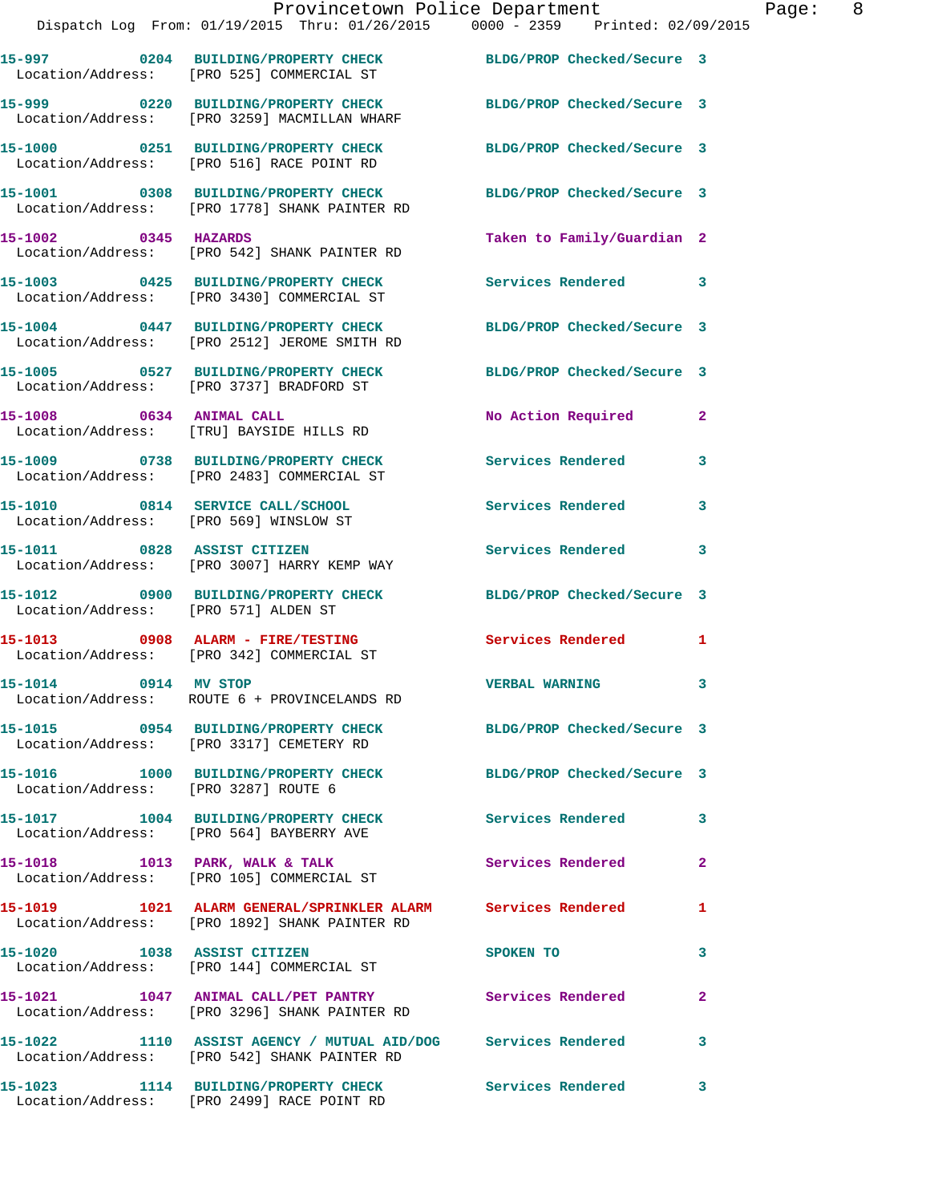15-997 0204 BUILDING/PROPERTY CHECK BLDG/PROP Checked/Secure 3
Location/Address: [PRO 525] COMMERCIAL ST

15-999 0220 BUILDING/PROPERTY CHECK BLDG/PROP Checked/Secure 3
Location/Address: [PRO 3259] MACMILLAN WHARF

15-1000 0251 BUILDING/PROPERTY CHECK BLDG/PROP Checked/Secure 3
Location/Address: [PRO 516] RACE POINT RD

15-1001 0308 BUILDING/PROPERTY CHECK BLDG/PROP Checked/Secure 3
Location/Address: [PRO 1778] SHANK PAINTER RD

15-1002 0345 HAZARDS Taken to Family/Guardian 2
Location/Address: [PRO 542] SHANK PAINTER RD

15-1003 0425 BUILDING/PROPERTY CHECK Services Rendered 3
Location/Address: [PRO 3430] COMMERCIAL ST

15-1004 0447 BUILDING/PROPERTY CHECK BLDG/PROP Checked/Secure 3
Location/Address: [PRO 2512] JEROME SMITH RD

15-1005 0527 BUILDING/PROPERTY CHECK BLDG/PROP Checked/Secure 3
Location/Address: [PRO 3737] BRADFORD ST

15-1008 0634 ANIMAL CALL No Action Required 2
Location/Address: [TRU] BAYSIDE HILLS RD

15-1009 0738 BUILDING/PROPERTY CHECK Services Rendered 3
Location/Address: [PRO 2483] COMMERCIAL ST

15-1010 0814 SERVICE CALL/SCHOOL Services Rendered 3
Location/Address: [PRO 569] WINSLOW ST

15-1011 0828 ASSIST CITIZEN Services Rendered 3
Location/Address: [PRO 3007] HARRY KEMP WAY

15-1012 0900 BUILDING/PROPERTY CHECK BLDG/PROP Checked/Secure 3
Location/Address: [PRO 571] ALDEN ST

15-1013 0908 ALARM - FIRE/TESTING Services Rendered 1
Location/Address: [PRO 342] COMMERCIAL ST

15-1014 0914 MV STOP VERBAL WARNING 3
Location/Address: ROUTE 6 + PROVINCELANDS RD

15-1015 0954 BUILDING/PROPERTY CHECK BLDG/PROP Checked/Secure 3
Location/Address: [PRO 3317] CEMETERY RD

15-1016 1000 BUILDING/PROPERTY CHECK BLDG/PROP Checked/Secure 3
Location/Address: [PRO 3287] ROUTE 6

15-1017 1004 BUILDING/PROPERTY CHECK Services Rendered 3
Location/Address: [PRO 564] BAYBERRY AVE

15-1018 1013 PARK, WALK & TALK Services Rendered 2
Location/Address: [PRO 105] COMMERCIAL ST

15-1019 1021 ALARM GENERAL/SPRINKLER ALARM Services Rendered 1
Location/Address: [PRO 1892] SHANK PAINTER RD

15-1020 1038 ASSIST CITIZEN SPOKEN TO 3
Location/Address: [PRO 144] COMMERCIAL ST

15-1021 1047 ANIMAL CALL/PET PANTRY Services Rendered 2
Location/Address: [PRO 3296] SHANK PAINTER RD

15-1022 1110 ASSIST AGENCY / MUTUAL AID/DOG Services Rendered 3
Location/Address: [PRO 542] SHANK PAINTER RD

15-1023 1114 BUILDING/PROPERTY CHECK Services Rendered 3
Location/Address: [PRO 2499] RACE POINT RD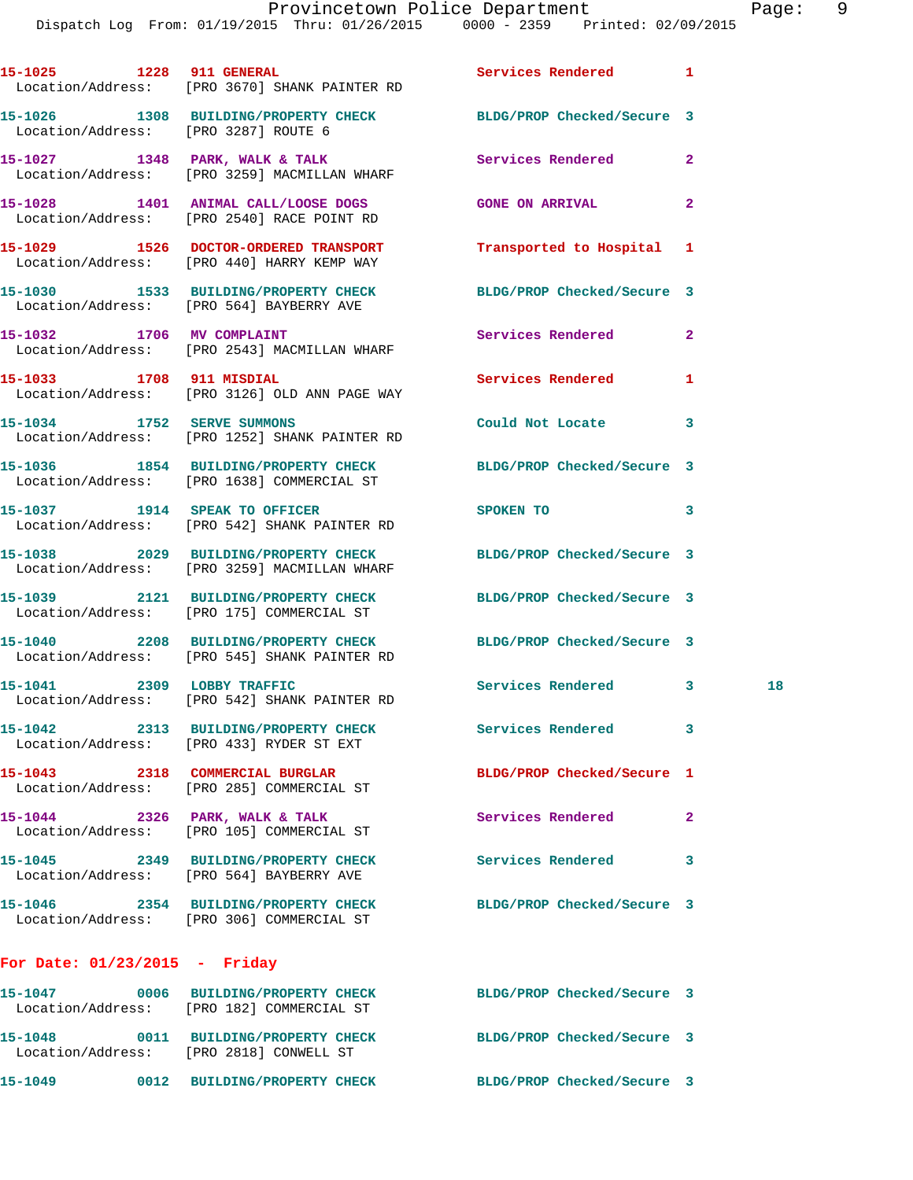15-1025 1228 911 GENERAL Services Rendered 1
Location/Address: [PRO 3670] SHANK PAINTER RD

15-1026 1308 BUILDING/PROPERTY CHECK BLDG/PROP Checked/Secure 3
Location/Address: [PRO 3287] ROUTE 6

15-1027 1348 PARK, WALK & TALK Services Rendered 2
Location/Address: [PRO 3259] MACMILLAN WHARF

15-1028 1401 ANIMAL CALL/LOOSE DOGS GONE ON ARRIVAL 2
Location/Address: [PRO 2540] RACE POINT RD

15-1029 1526 DOCTOR-ORDERED TRANSPORT Transported to Hospital 1
Location/Address: [PRO 440] HARRY KEMP WAY

15-1030 1533 BUILDING/PROPERTY CHECK BLDG/PROP Checked/Secure 3
Location/Address: [PRO 564] BAYBERRY AVE

15-1032 1706 MV COMPLAINT Services Rendered 2
Location/Address: [PRO 2543] MACMILLAN WHARF

15-1033 1708 911 MISDIAL Services Rendered 1
Location/Address: [PRO 3126] OLD ANN PAGE WAY

15-1034 1752 SERVE SUMMONS Could Not Locate 3
Location/Address: [PRO 1252] SHANK PAINTER RD

15-1036 1854 BUILDING/PROPERTY CHECK BLDG/PROP Checked/Secure 3
Location/Address: [PRO 1638] COMMERCIAL ST

15-1037 1914 SPEAK TO OFFICER SPOKEN TO 3
Location/Address: [PRO 542] SHANK PAINTER RD

15-1038 2029 BUILDING/PROPERTY CHECK BLDG/PROP Checked/Secure 3
Location/Address: [PRO 3259] MACMILLAN WHARF

15-1039 2121 BUILDING/PROPERTY CHECK BLDG/PROP Checked/Secure 3
Location/Address: [PRO 175] COMMERCIAL ST

15-1040 2208 BUILDING/PROPERTY CHECK BLDG/PROP Checked/Secure 3
Location/Address: [PRO 545] SHANK PAINTER RD

15-1041 2309 LOBBY TRAFFIC Services Rendered 3 18
Location/Address: [PRO 542] SHANK PAINTER RD

15-1042 2313 BUILDING/PROPERTY CHECK Services Rendered 3
Location/Address: [PRO 433] RYDER ST EXT

15-1043 2318 COMMERCIAL BURGLAR BLDG/PROP Checked/Secure 1
Location/Address: [PRO 285] COMMERCIAL ST

15-1044 2326 PARK, WALK & TALK Services Rendered 2
Location/Address: [PRO 105] COMMERCIAL ST

15-1045 2349 BUILDING/PROPERTY CHECK Services Rendered 3
Location/Address: [PRO 564] BAYBERRY AVE

15-1046 2354 BUILDING/PROPERTY CHECK BLDG/PROP Checked/Secure 3
Location/Address: [PRO 306] COMMERCIAL ST

**For Date: 01/23/2015 - Friday**

15-1047 0006 BUILDING/PROPERTY CHECK BLDG/PROP Checked/Secure 3
Location/Address: [PRO 182] COMMERCIAL ST

15-1048 0011 BUILDING/PROPERTY CHECK BLDG/PROP Checked/Secure 3
Location/Address: [PRO 2818] CONWELL ST

15-1049 0012 BUILDING/PROPERTY CHECK BLDG/PROP Checked/Secure 3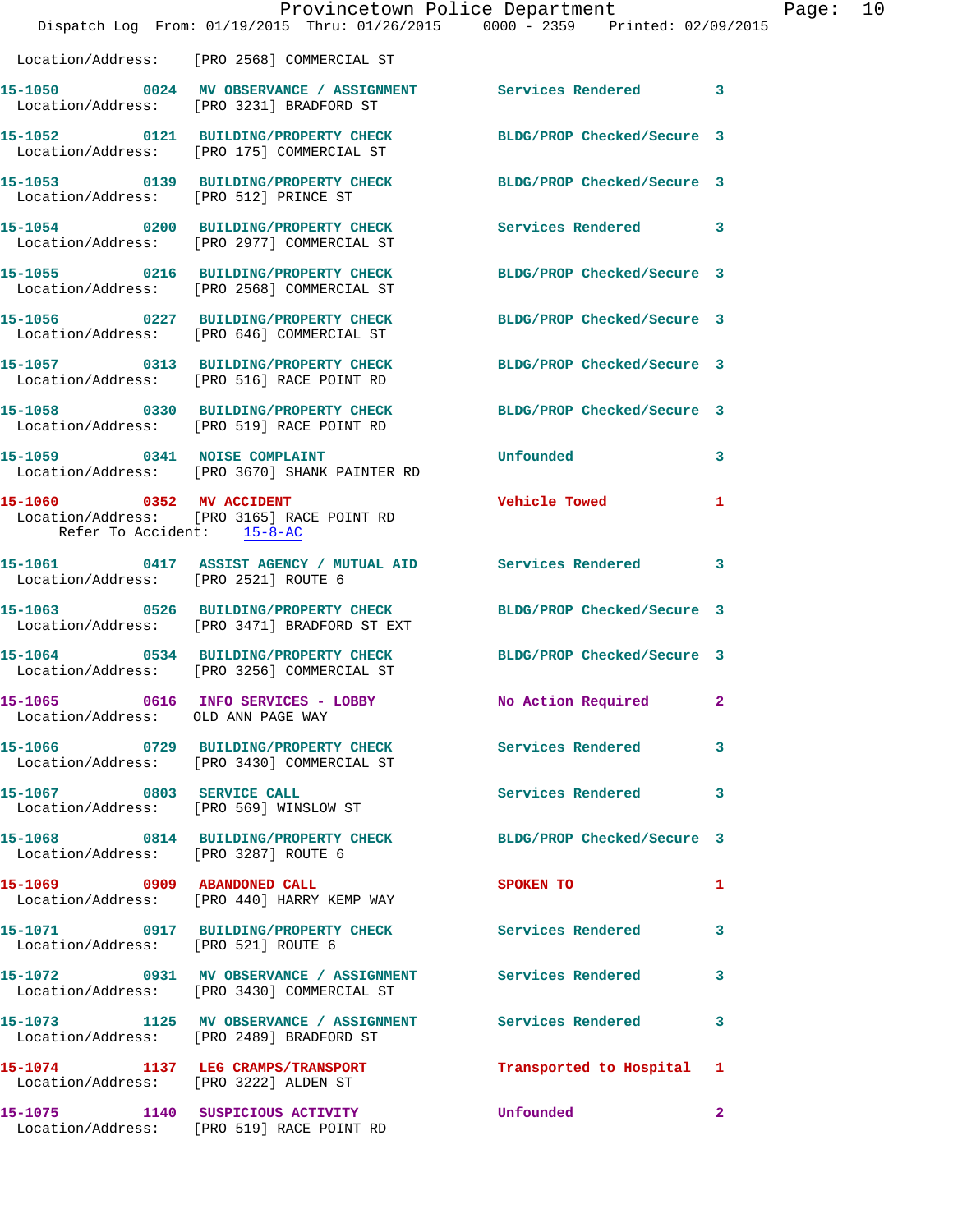Location/Address: [PRO 2568] COMMERCIAL ST

| Call # | Time | Call Reason | Action | Priority |
|---|---|---|---|---|
| 15-1050 | 0024 | MV OBSERVANCE / ASSIGNMENT | Services Rendered | 3 |
| | | Location/Address: [PRO 3231] BRADFORD ST | | |
| 15-1052 | 0121 | BUILDING/PROPERTY CHECK | BLDG/PROP Checked/Secure | 3 |
| | | Location/Address: [PRO 175] COMMERCIAL ST | | |
| 15-1053 | 0139 | BUILDING/PROPERTY CHECK | BLDG/PROP Checked/Secure | 3 |
| | | Location/Address: [PRO 512] PRINCE ST | | |
| 15-1054 | 0200 | BUILDING/PROPERTY CHECK | Services Rendered | 3 |
| | | Location/Address: [PRO 2977] COMMERCIAL ST | | |
| 15-1055 | 0216 | BUILDING/PROPERTY CHECK | BLDG/PROP Checked/Secure | 3 |
| | | Location/Address: [PRO 2568] COMMERCIAL ST | | |
| 15-1056 | 0227 | BUILDING/PROPERTY CHECK | BLDG/PROP Checked/Secure | 3 |
| | | Location/Address: [PRO 646] COMMERCIAL ST | | |
| 15-1057 | 0313 | BUILDING/PROPERTY CHECK | BLDG/PROP Checked/Secure | 3 |
| | | Location/Address: [PRO 516] RACE POINT RD | | |
| 15-1058 | 0330 | BUILDING/PROPERTY CHECK | BLDG/PROP Checked/Secure | 3 |
| | | Location/Address: [PRO 519] RACE POINT RD | | |
| 15-1059 | 0341 | NOISE COMPLAINT | Unfounded | 3 |
| | | Location/Address: [PRO 3670] SHANK PAINTER RD | | |
| 15-1060 | 0352 | MV ACCIDENT | Vehicle Towed | 1 |
| | | Location/Address: [PRO 3165] RACE POINT RD<br>Refer To Accident: 15-8-AC | | |
| 15-1061 | 0417 | ASSIST AGENCY / MUTUAL AID | Services Rendered | 3 |
| | | Location/Address: [PRO 2521] ROUTE 6 | | |
| 15-1063 | 0526 | BUILDING/PROPERTY CHECK | BLDG/PROP Checked/Secure | 3 |
| | | Location/Address: [PRO 3471] BRADFORD ST EXT | | |
| 15-1064 | 0534 | BUILDING/PROPERTY CHECK | BLDG/PROP Checked/Secure | 3 |
| | | Location/Address: [PRO 3256] COMMERCIAL ST | | |
| 15-1065 | 0616 | INFO SERVICES - LOBBY | No Action Required | 2 |
| | | Location/Address: OLD ANN PAGE WAY | | |
| 15-1066 | 0729 | BUILDING/PROPERTY CHECK | Services Rendered | 3 |
| | | Location/Address: [PRO 3430] COMMERCIAL ST | | |
| 15-1067 | 0803 | SERVICE CALL | Services Rendered | 3 |
| | | Location/Address: [PRO 569] WINSLOW ST | | |
| 15-1068 | 0814 | BUILDING/PROPERTY CHECK | BLDG/PROP Checked/Secure | 3 |
| | | Location/Address: [PRO 3287] ROUTE 6 | | |
| 15-1069 | 0909 | ABANDONED CALL | SPOKEN TO | 1 |
| | | Location/Address: [PRO 440] HARRY KEMP WAY | | |
| 15-1071 | 0917 | BUILDING/PROPERTY CHECK | Services Rendered | 3 |
| | | Location/Address: [PRO 521] ROUTE 6 | | |
| 15-1072 | 0931 | MV OBSERVANCE / ASSIGNMENT | Services Rendered | 3 |
| | | Location/Address: [PRO 3430] COMMERCIAL ST | | |
| 15-1073 | 1125 | MV OBSERVANCE / ASSIGNMENT | Services Rendered | 3 |
| | | Location/Address: [PRO 2489] BRADFORD ST | | |
| 15-1074 | 1137 | LEG CRAMPS/TRANSPORT | Transported to Hospital | 1 |
| | | Location/Address: [PRO 3222] ALDEN ST | | |
| 15-1075 | 1140 | SUSPICIOUS ACTIVITY | Unfounded | 2 |
| | | Location/Address: [PRO 519] RACE POINT RD | | |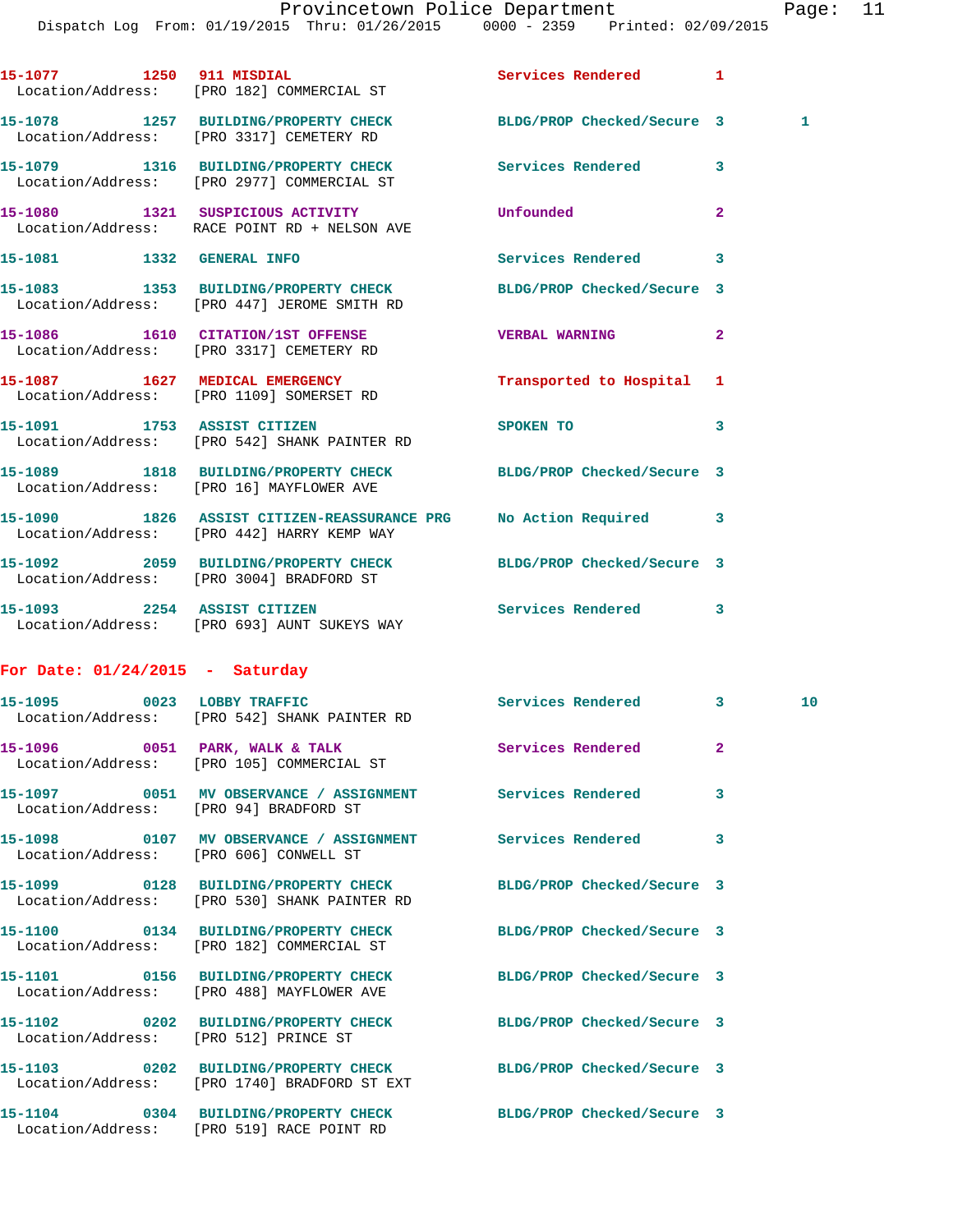15-1077 1250 911 MISDIAL Services Rendered 1
Location/Address: [PRO 182] COMMERCIAL ST

15-1078 1257 BUILDING/PROPERTY CHECK BLDG/PROP Checked/Secure 3 1
Location/Address: [PRO 3317] CEMETERY RD

15-1079 1316 BUILDING/PROPERTY CHECK Services Rendered 3
Location/Address: [PRO 2977] COMMERCIAL ST

15-1080 1321 SUSPICIOUS ACTIVITY Unfounded 2
Location/Address: RACE POINT RD + NELSON AVE

15-1081 1332 GENERAL INFO Services Rendered 3

15-1083 1353 BUILDING/PROPERTY CHECK BLDG/PROP Checked/Secure 3
Location/Address: [PRO 447] JEROME SMITH RD

15-1086 1610 CITATION/1ST OFFENSE VERBAL WARNING 2
Location/Address: [PRO 3317] CEMETERY RD

15-1087 1627 MEDICAL EMERGENCY Transported to Hospital 1
Location/Address: [PRO 1109] SOMERSET RD

15-1091 1753 ASSIST CITIZEN SPOKEN TO 3
Location/Address: [PRO 542] SHANK PAINTER RD

15-1089 1818 BUILDING/PROPERTY CHECK BLDG/PROP Checked/Secure 3
Location/Address: [PRO 16] MAYFLOWER AVE

15-1090 1826 ASSIST CITIZEN-REASSURANCE PRG No Action Required 3
Location/Address: [PRO 442] HARRY KEMP WAY

15-1092 2059 BUILDING/PROPERTY CHECK BLDG/PROP Checked/Secure 3
Location/Address: [PRO 3004] BRADFORD ST

15-1093 2254 ASSIST CITIZEN Services Rendered 3
Location/Address: [PRO 693] AUNT SUKEYS WAY

**For Date: 01/24/2015 - Saturday**

15-1095 0023 LOBBY TRAFFIC Services Rendered 3 10
Location/Address: [PRO 542] SHANK PAINTER RD

15-1096 0051 PARK, WALK & TALK Services Rendered 2
Location/Address: [PRO 105] COMMERCIAL ST

15-1097 0051 MV OBSERVANCE / ASSIGNMENT Services Rendered 3
Location/Address: [PRO 94] BRADFORD ST

15-1098 0107 MV OBSERVANCE / ASSIGNMENT Services Rendered 3
Location/Address: [PRO 606] CONWELL ST

15-1099 0128 BUILDING/PROPERTY CHECK BLDG/PROP Checked/Secure 3
Location/Address: [PRO 530] SHANK PAINTER RD

15-1100 0134 BUILDING/PROPERTY CHECK BLDG/PROP Checked/Secure 3
Location/Address: [PRO 182] COMMERCIAL ST

15-1101 0156 BUILDING/PROPERTY CHECK BLDG/PROP Checked/Secure 3
Location/Address: [PRO 488] MAYFLOWER AVE

15-1102 0202 BUILDING/PROPERTY CHECK BLDG/PROP Checked/Secure 3
Location/Address: [PRO 512] PRINCE ST

15-1103 0202 BUILDING/PROPERTY CHECK BLDG/PROP Checked/Secure 3
Location/Address: [PRO 1740] BRADFORD ST EXT

15-1104 0304 BUILDING/PROPERTY CHECK BLDG/PROP Checked/Secure 3
Location/Address: [PRO 519] RACE POINT RD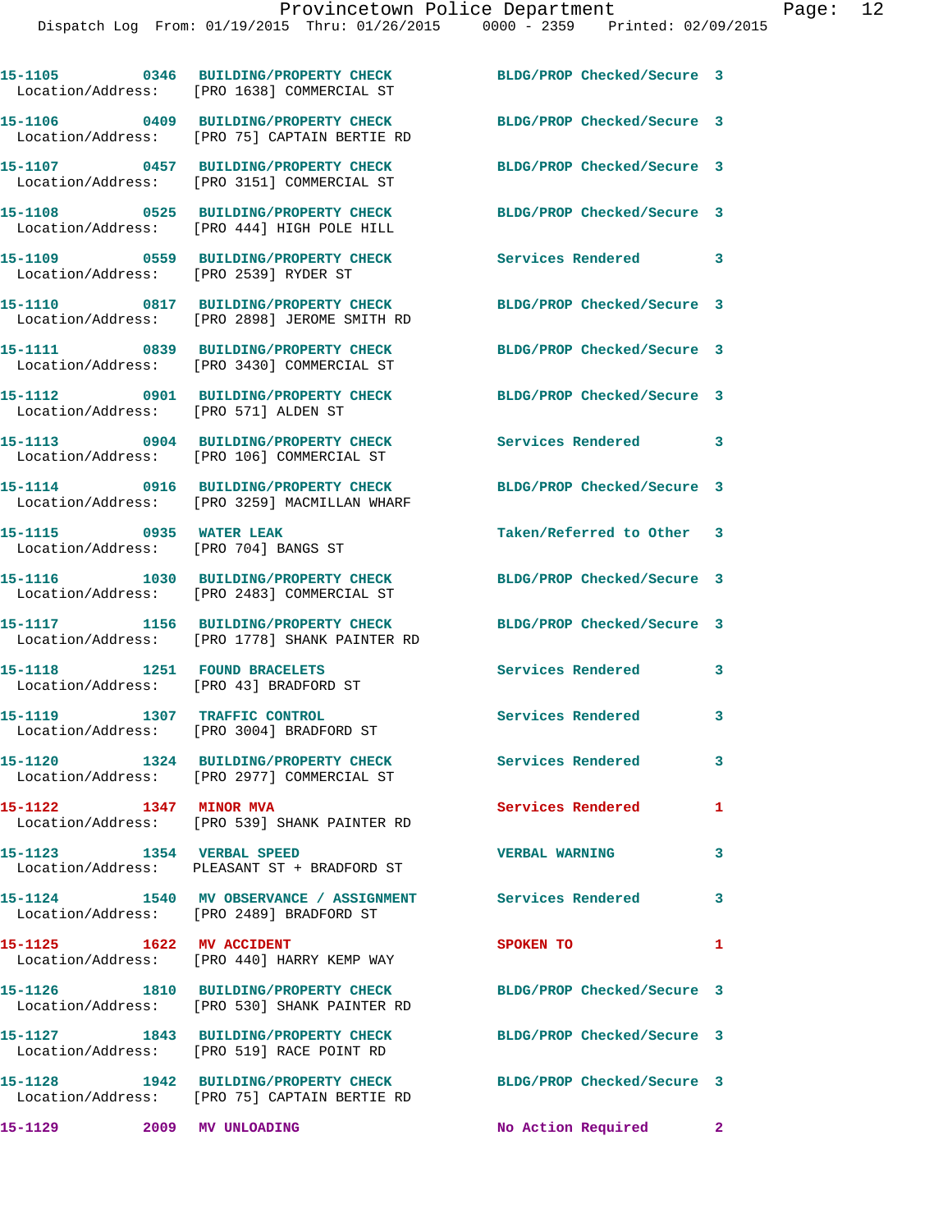15-1105 0346 BUILDING/PROPERTY CHECK BLDG/PROP Checked/Secure 3
Location/Address: [PRO 1638] COMMERCIAL ST

15-1106 0409 BUILDING/PROPERTY CHECK BLDG/PROP Checked/Secure 3
Location/Address: [PRO 75] CAPTAIN BERTIE RD

15-1107 0457 BUILDING/PROPERTY CHECK BLDG/PROP Checked/Secure 3
Location/Address: [PRO 3151] COMMERCIAL ST

15-1108 0525 BUILDING/PROPERTY CHECK BLDG/PROP Checked/Secure 3
Location/Address: [PRO 444] HIGH POLE HILL

15-1109 0559 BUILDING/PROPERTY CHECK Services Rendered 3
Location/Address: [PRO 2539] RYDER ST

15-1110 0817 BUILDING/PROPERTY CHECK BLDG/PROP Checked/Secure 3
Location/Address: [PRO 2898] JEROME SMITH RD

15-1111 0839 BUILDING/PROPERTY CHECK BLDG/PROP Checked/Secure 3
Location/Address: [PRO 3430] COMMERCIAL ST

15-1112 0901 BUILDING/PROPERTY CHECK BLDG/PROP Checked/Secure 3
Location/Address: [PRO 571] ALDEN ST

15-1113 0904 BUILDING/PROPERTY CHECK Services Rendered 3
Location/Address: [PRO 106] COMMERCIAL ST

15-1114 0916 BUILDING/PROPERTY CHECK BLDG/PROP Checked/Secure 3
Location/Address: [PRO 3259] MACMILLAN WHARF

15-1115 0935 WATER LEAK Taken/Referred to Other 3
Location/Address: [PRO 704] BANGS ST

15-1116 1030 BUILDING/PROPERTY CHECK BLDG/PROP Checked/Secure 3
Location/Address: [PRO 2483] COMMERCIAL ST

15-1117 1156 BUILDING/PROPERTY CHECK BLDG/PROP Checked/Secure 3
Location/Address: [PRO 1778] SHANK PAINTER RD

15-1118 1251 FOUND BRACELETS Services Rendered 3
Location/Address: [PRO 43] BRADFORD ST

15-1119 1307 TRAFFIC CONTROL Services Rendered 3
Location/Address: [PRO 3004] BRADFORD ST

15-1120 1324 BUILDING/PROPERTY CHECK Services Rendered 3
Location/Address: [PRO 2977] COMMERCIAL ST

15-1122 1347 MINOR MVA Services Rendered 1
Location/Address: [PRO 539] SHANK PAINTER RD

15-1123 1354 VERBAL SPEED VERBAL WARNING 3
Location/Address: PLEASANT ST + BRADFORD ST

15-1124 1540 MV OBSERVANCE / ASSIGNMENT Services Rendered 3
Location/Address: [PRO 2489] BRADFORD ST

15-1125 1622 MV ACCIDENT SPOKEN TO 1
Location/Address: [PRO 440] HARRY KEMP WAY

15-1126 1810 BUILDING/PROPERTY CHECK BLDG/PROP Checked/Secure 3
Location/Address: [PRO 530] SHANK PAINTER RD

15-1127 1843 BUILDING/PROPERTY CHECK BLDG/PROP Checked/Secure 3
Location/Address: [PRO 519] RACE POINT RD

15-1128 1942 BUILDING/PROPERTY CHECK BLDG/PROP Checked/Secure 3
Location/Address: [PRO 75] CAPTAIN BERTIE RD

15-1129 2009 MV UNLOADING No Action Required 2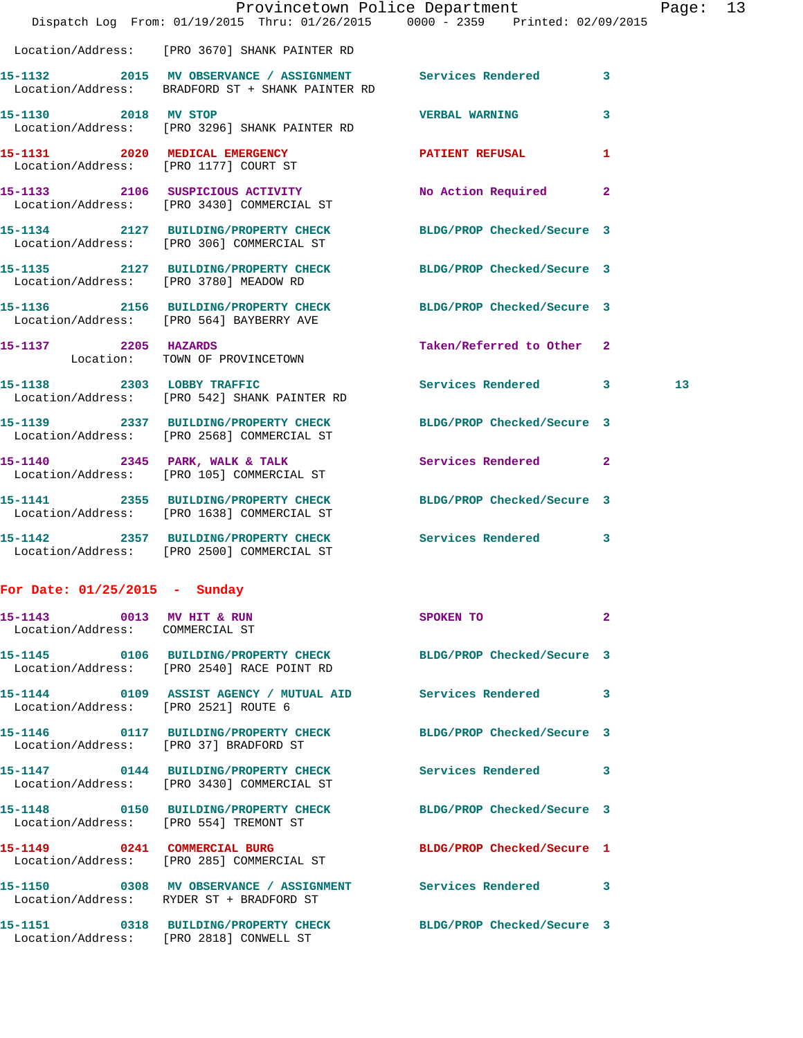Location/Address: [PRO 3670] SHANK PAINTER RD

| Call # | Time | Call Reason | Action | Priority | |
|---|---|---|---|---|---|
| 15-1132 | 2015 | MV OBSERVANCE / ASSIGNMENT | Services Rendered | 3 | |
| | | Location/Address: BRADFORD ST + SHANK PAINTER RD | | | |
| 15-1130 | 2018 | MV STOP | VERBAL WARNING | 3 | |
| | | Location/Address: [PRO 3296] SHANK PAINTER RD | | | |
| 15-1131 | 2020 | MEDICAL EMERGENCY | PATIENT REFUSAL | 1 | |
| | | Location/Address: [PRO 1177] COURT ST | | | |
| 15-1133 | 2106 | SUSPICIOUS ACTIVITY | No Action Required | 2 | |
| | | Location/Address: [PRO 3430] COMMERCIAL ST | | | |
| 15-1134 | 2127 | BUILDING/PROPERTY CHECK | BLDG/PROP Checked/Secure | 3 | |
| | | Location/Address: [PRO 306] COMMERCIAL ST | | | |
| 15-1135 | 2127 | BUILDING/PROPERTY CHECK | BLDG/PROP Checked/Secure | 3 | |
| | | Location/Address: [PRO 3780] MEADOW RD | | | |
| 15-1136 | 2156 | BUILDING/PROPERTY CHECK | BLDG/PROP Checked/Secure | 3 | |
| | | Location/Address: [PRO 564] BAYBERRY AVE | | | |
| 15-1137 | 2205 | HAZARDS | Taken/Referred to Other | 2 | |
| | | Location: TOWN OF PROVINCETOWN | | | |
| 15-1138 | 2303 | LOBBY TRAFFIC | Services Rendered | 3 | 13 |
| | | Location/Address: [PRO 542] SHANK PAINTER RD | | | |
| 15-1139 | 2337 | BUILDING/PROPERTY CHECK | BLDG/PROP Checked/Secure | 3 | |
| | | Location/Address: [PRO 2568] COMMERCIAL ST | | | |
| 15-1140 | 2345 | PARK, WALK & TALK | Services Rendered | 2 | |
| | | Location/Address: [PRO 105] COMMERCIAL ST | | | |
| 15-1141 | 2355 | BUILDING/PROPERTY CHECK | BLDG/PROP Checked/Secure | 3 | |
| | | Location/Address: [PRO 1638] COMMERCIAL ST | | | |
| 15-1142 | 2357 | BUILDING/PROPERTY CHECK | Services Rendered | 3 | |
| | | Location/Address: [PRO 2500] COMMERCIAL ST | | | |

## For Date: 01/25/2015 - Sunday

| Call # | Time | Call Reason | Action | Priority |
|---|---|---|---|---|
| 15-1143 | 0013 | MV HIT & RUN | SPOKEN TO | 2 |
| | | Location/Address: COMMERCIAL ST | | |
| 15-1145 | 0106 | BUILDING/PROPERTY CHECK | BLDG/PROP Checked/Secure | 3 |
| | | Location/Address: [PRO 2540] RACE POINT RD | | |
| 15-1144 | 0109 | ASSIST AGENCY / MUTUAL AID | Services Rendered | 3 |
| | | Location/Address: [PRO 2521] ROUTE 6 | | |
| 15-1146 | 0117 | BUILDING/PROPERTY CHECK | BLDG/PROP Checked/Secure | 3 |
| | | Location/Address: [PRO 37] BRADFORD ST | | |
| 15-1147 | 0144 | BUILDING/PROPERTY CHECK | Services Rendered | 3 |
| | | Location/Address: [PRO 3430] COMMERCIAL ST | | |
| 15-1148 | 0150 | BUILDING/PROPERTY CHECK | BLDG/PROP Checked/Secure | 3 |
| | | Location/Address: [PRO 554] TREMONT ST | | |
| 15-1149 | 0241 | COMMERCIAL BURG | BLDG/PROP Checked/Secure | 1 |
| | | Location/Address: [PRO 285] COMMERCIAL ST | | |
| 15-1150 | 0308 | MV OBSERVANCE / ASSIGNMENT | Services Rendered | 3 |
| | | Location/Address: RYDER ST + BRADFORD ST | | |
| 15-1151 | 0318 | BUILDING/PROPERTY CHECK | BLDG/PROP Checked/Secure | 3 |
| | | Location/Address: [PRO 2818] CONWELL ST | | |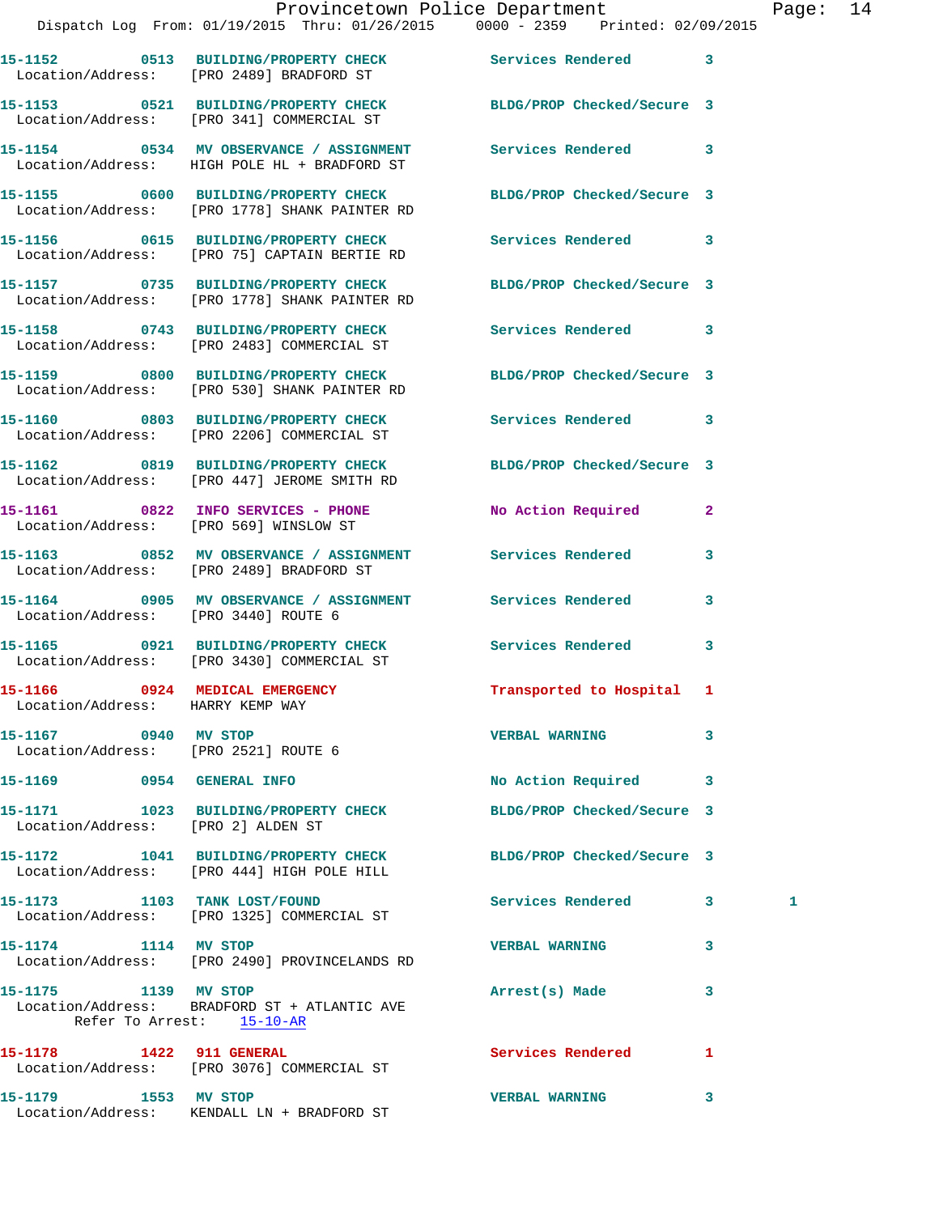15-1152 0513 BUILDING/PROPERTY CHECK Services Rendered 3
Location/Address: [PRO 2489] BRADFORD ST

15-1153 0521 BUILDING/PROPERTY CHECK BLDG/PROP Checked/Secure 3
Location/Address: [PRO 341] COMMERCIAL ST

15-1154 0534 MV OBSERVANCE / ASSIGNMENT Services Rendered 3
Location/Address: HIGH POLE HL + BRADFORD ST

15-1155 0600 BUILDING/PROPERTY CHECK BLDG/PROP Checked/Secure 3
Location/Address: [PRO 1778] SHANK PAINTER RD

15-1156 0615 BUILDING/PROPERTY CHECK Services Rendered 3
Location/Address: [PRO 75] CAPTAIN BERTIE RD

15-1157 0735 BUILDING/PROPERTY CHECK BLDG/PROP Checked/Secure 3
Location/Address: [PRO 1778] SHANK PAINTER RD

15-1158 0743 BUILDING/PROPERTY CHECK Services Rendered 3
Location/Address: [PRO 2483] COMMERCIAL ST

15-1159 0800 BUILDING/PROPERTY CHECK BLDG/PROP Checked/Secure 3
Location/Address: [PRO 530] SHANK PAINTER RD

15-1160 0803 BUILDING/PROPERTY CHECK Services Rendered 3
Location/Address: [PRO 2206] COMMERCIAL ST

15-1162 0819 BUILDING/PROPERTY CHECK BLDG/PROP Checked/Secure 3
Location/Address: [PRO 447] JEROME SMITH RD

15-1161 0822 INFO SERVICES - PHONE No Action Required 2
Location/Address: [PRO 569] WINSLOW ST

15-1163 0852 MV OBSERVANCE / ASSIGNMENT Services Rendered 3
Location/Address: [PRO 2489] BRADFORD ST

15-1164 0905 MV OBSERVANCE / ASSIGNMENT Services Rendered 3
Location/Address: [PRO 3440] ROUTE 6

15-1165 0921 BUILDING/PROPERTY CHECK Services Rendered 3
Location/Address: [PRO 3430] COMMERCIAL ST

15-1166 0924 MEDICAL EMERGENCY Transported to Hospital 1
Location/Address: HARRY KEMP WAY

15-1167 0940 MV STOP VERBAL WARNING 3
Location/Address: [PRO 2521] ROUTE 6

15-1169 0954 GENERAL INFO No Action Required 3

15-1171 1023 BUILDING/PROPERTY CHECK BLDG/PROP Checked/Secure 3
Location/Address: [PRO 2] ALDEN ST

15-1172 1041 BUILDING/PROPERTY CHECK BLDG/PROP Checked/Secure 3
Location/Address: [PRO 444] HIGH POLE HILL

15-1173 1103 TANK LOST/FOUND Services Rendered 3 1
Location/Address: [PRO 1325] COMMERCIAL ST

15-1174 1114 MV STOP VERBAL WARNING 3
Location/Address: [PRO 2490] PROVINCELANDS RD

15-1175 1139 MV STOP Arrest(s) Made 3
Location/Address: BRADFORD ST + ATLANTIC AVE
Refer To Arrest: 15-10-AR

15-1178 1422 911 GENERAL Services Rendered 1
Location/Address: [PRO 3076] COMMERCIAL ST

15-1179 1553 MV STOP VERBAL WARNING 3
Location/Address: KENDALL LN + BRADFORD ST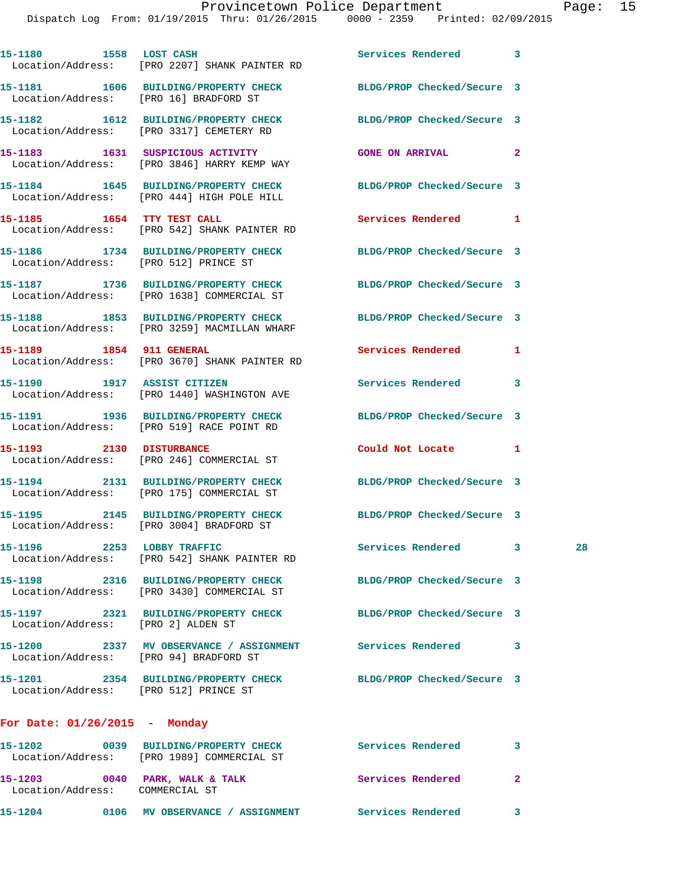15-1180 1558 LOST CASH Services Rendered 3
Location/Address: [PRO 2207] SHANK PAINTER RD

15-1181 1606 BUILDING/PROPERTY CHECK BLDG/PROP Checked/Secure 3
Location/Address: [PRO 16] BRADFORD ST

15-1182 1612 BUILDING/PROPERTY CHECK BLDG/PROP Checked/Secure 3
Location/Address: [PRO 3317] CEMETERY RD

15-1183 1631 SUSPICIOUS ACTIVITY GONE ON ARRIVAL 2
Location/Address: [PRO 3846] HARRY KEMP WAY

15-1184 1645 BUILDING/PROPERTY CHECK BLDG/PROP Checked/Secure 3
Location/Address: [PRO 444] HIGH POLE HILL

15-1185 1654 TTY TEST CALL Services Rendered 1
Location/Address: [PRO 542] SHANK PAINTER RD

15-1186 1734 BUILDING/PROPERTY CHECK BLDG/PROP Checked/Secure 3
Location/Address: [PRO 512] PRINCE ST

15-1187 1736 BUILDING/PROPERTY CHECK BLDG/PROP Checked/Secure 3
Location/Address: [PRO 1638] COMMERCIAL ST

15-1188 1853 BUILDING/PROPERTY CHECK BLDG/PROP Checked/Secure 3
Location/Address: [PRO 3259] MACMILLAN WHARF

15-1189 1854 911 GENERAL Services Rendered 1
Location/Address: [PRO 3670] SHANK PAINTER RD

15-1190 1917 ASSIST CITIZEN Services Rendered 3
Location/Address: [PRO 1440] WASHINGTON AVE

15-1191 1936 BUILDING/PROPERTY CHECK BLDG/PROP Checked/Secure 3
Location/Address: [PRO 519] RACE POINT RD

15-1193 2130 DISTURBANCE Could Not Locate 1
Location/Address: [PRO 246] COMMERCIAL ST

15-1194 2131 BUILDING/PROPERTY CHECK BLDG/PROP Checked/Secure 3
Location/Address: [PRO 175] COMMERCIAL ST

15-1195 2145 BUILDING/PROPERTY CHECK BLDG/PROP Checked/Secure 3
Location/Address: [PRO 3004] BRADFORD ST

15-1196 2253 LOBBY TRAFFIC Services Rendered 3 28
Location/Address: [PRO 542] SHANK PAINTER RD

15-1198 2316 BUILDING/PROPERTY CHECK BLDG/PROP Checked/Secure 3
Location/Address: [PRO 3430] COMMERCIAL ST

15-1197 2321 BUILDING/PROPERTY CHECK BLDG/PROP Checked/Secure 3
Location/Address: [PRO 2] ALDEN ST

15-1200 2337 MV OBSERVANCE / ASSIGNMENT Services Rendered 3
Location/Address: [PRO 94] BRADFORD ST

15-1201 2354 BUILDING/PROPERTY CHECK BLDG/PROP Checked/Secure 3
Location/Address: [PRO 512] PRINCE ST

**For Date: 01/26/2015 - Monday**

15-1202 0039 BUILDING/PROPERTY CHECK Services Rendered 3
Location/Address: [PRO 1989] COMMERCIAL ST

15-1203 0040 PARK, WALK & TALK Services Rendered 2
Location/Address: COMMERCIAL ST

15-1204 0106 MV OBSERVANCE / ASSIGNMENT Services Rendered 3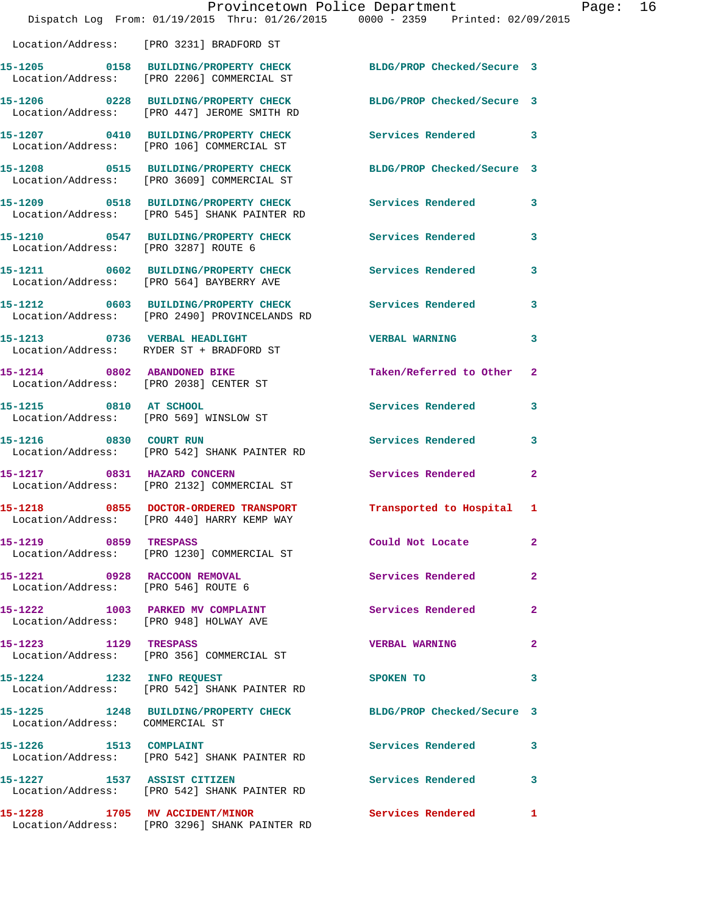Location/Address: [PRO 3231] BRADFORD ST

| Call # | Time | Call Reason | Action | Priority |
|---|---|---|---|---|
| 15-1205 | 0158 | BUILDING/PROPERTY CHECK | BLDG/PROP Checked/Secure | 3 |
| | | Location/Address: [PRO 2206] COMMERCIAL ST | | |
| 15-1206 | 0228 | BUILDING/PROPERTY CHECK | BLDG/PROP Checked/Secure | 3 |
| | | Location/Address: [PRO 447] JEROME SMITH RD | | |
| 15-1207 | 0410 | BUILDING/PROPERTY CHECK | Services Rendered | 3 |
| | | Location/Address: [PRO 106] COMMERCIAL ST | | |
| 15-1208 | 0515 | BUILDING/PROPERTY CHECK | BLDG/PROP Checked/Secure | 3 |
| | | Location/Address: [PRO 3609] COMMERCIAL ST | | |
| 15-1209 | 0518 | BUILDING/PROPERTY CHECK | Services Rendered | 3 |
| | | Location/Address: [PRO 545] SHANK PAINTER RD | | |
| 15-1210 | 0547 | BUILDING/PROPERTY CHECK | Services Rendered | 3 |
| | | Location/Address: [PRO 3287] ROUTE 6 | | |
| 15-1211 | 0602 | BUILDING/PROPERTY CHECK | Services Rendered | 3 |
| | | Location/Address: [PRO 564] BAYBERRY AVE | | |
| 15-1212 | 0603 | BUILDING/PROPERTY CHECK | Services Rendered | 3 |
| | | Location/Address: [PRO 2490] PROVINCELANDS RD | | |
| 15-1213 | 0736 | VERBAL HEADLIGHT | VERBAL WARNING | 3 |
| | | Location/Address: RYDER ST + BRADFORD ST | | |
| 15-1214 | 0802 | ABANDONED BIKE | Taken/Referred to Other | 2 |
| | | Location/Address: [PRO 2038] CENTER ST | | |
| 15-1215 | 0810 | AT SCHOOL | Services Rendered | 3 |
| | | Location/Address: [PRO 569] WINSLOW ST | | |
| 15-1216 | 0830 | COURT RUN | Services Rendered | 3 |
| | | Location/Address: [PRO 542] SHANK PAINTER RD | | |
| 15-1217 | 0831 | HAZARD CONCERN | Services Rendered | 2 |
| | | Location/Address: [PRO 2132] COMMERCIAL ST | | |
| 15-1218 | 0855 | DOCTOR-ORDERED TRANSPORT | Transported to Hospital | 1 |
| | | Location/Address: [PRO 440] HARRY KEMP WAY | | |
| 15-1219 | 0859 | TRESPASS | Could Not Locate | 2 |
| | | Location/Address: [PRO 1230] COMMERCIAL ST | | |
| 15-1221 | 0928 | RACCOON REMOVAL | Services Rendered | 2 |
| | | Location/Address: [PRO 546] ROUTE 6 | | |
| 15-1222 | 1003 | PARKED MV COMPLAINT | Services Rendered | 2 |
| | | Location/Address: [PRO 948] HOLWAY AVE | | |
| 15-1223 | 1129 | TRESPASS | VERBAL WARNING | 2 |
| | | Location/Address: [PRO 356] COMMERCIAL ST | | |
| 15-1224 | 1232 | INFO REQUEST | SPOKEN TO | 3 |
| | | Location/Address: [PRO 542] SHANK PAINTER RD | | |
| 15-1225 | 1248 | BUILDING/PROPERTY CHECK | BLDG/PROP Checked/Secure | 3 |
| | | Location/Address: COMMERCIAL ST | | |
| 15-1226 | 1513 | COMPLAINT | Services Rendered | 3 |
| | | Location/Address: [PRO 542] SHANK PAINTER RD | | |
| 15-1227 | 1537 | ASSIST CITIZEN | Services Rendered | 3 |
| | | Location/Address: [PRO 542] SHANK PAINTER RD | | |
| 15-1228 | 1705 | MV ACCIDENT/MINOR | Services Rendered | 1 |
| | | Location/Address: [PRO 3296] SHANK PAINTER RD | | |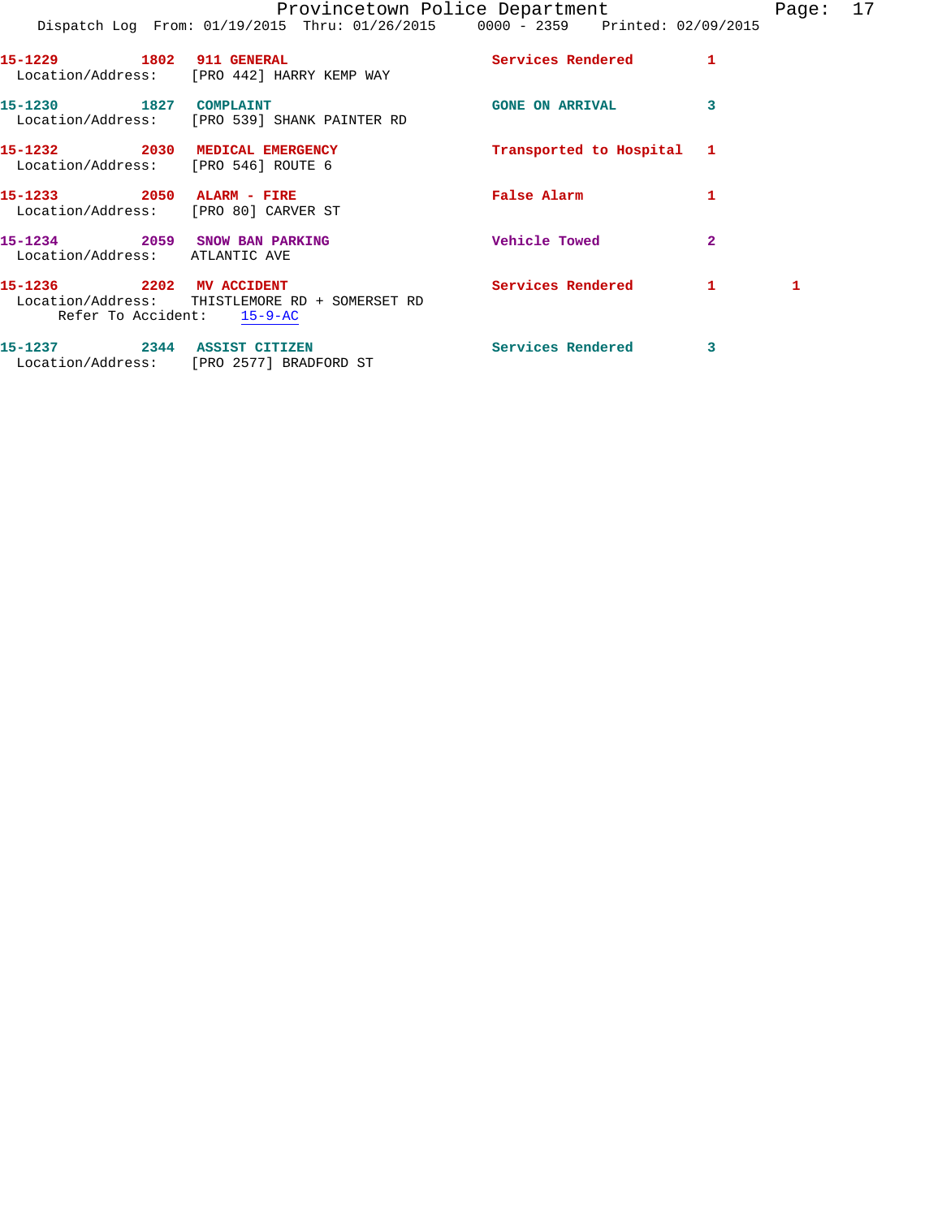15-1229 1802 **911 GENERAL** Services Rendered 1
Location/Address: [PRO 442] HARRY KEMP WAY

15-1230 1827 **COMPLAINT** GONE ON ARRIVAL 3
Location/Address: [PRO 539] SHANK PAINTER RD

15-1232 2030 **MEDICAL EMERGENCY** Transported to Hospital 1
Location/Address: [PRO 546] ROUTE 6

15-1233 2050 **ALARM - FIRE** False Alarm 1
Location/Address: [PRO 80] CARVER ST

15-1234 2059 **SNOW BAN PARKING** Vehicle Towed 2
Location/Address: ATLANTIC AVE

15-1236 2202 **MV ACCIDENT** Services Rendered 1 1
Location/Address: THISTLEMORE RD + SOMERSET RD
Refer To Accident: 15-9-AC

15-1237 2344 **ASSIST CITIZEN** Services Rendered 3
Location/Address: [PRO 2577] BRADFORD ST